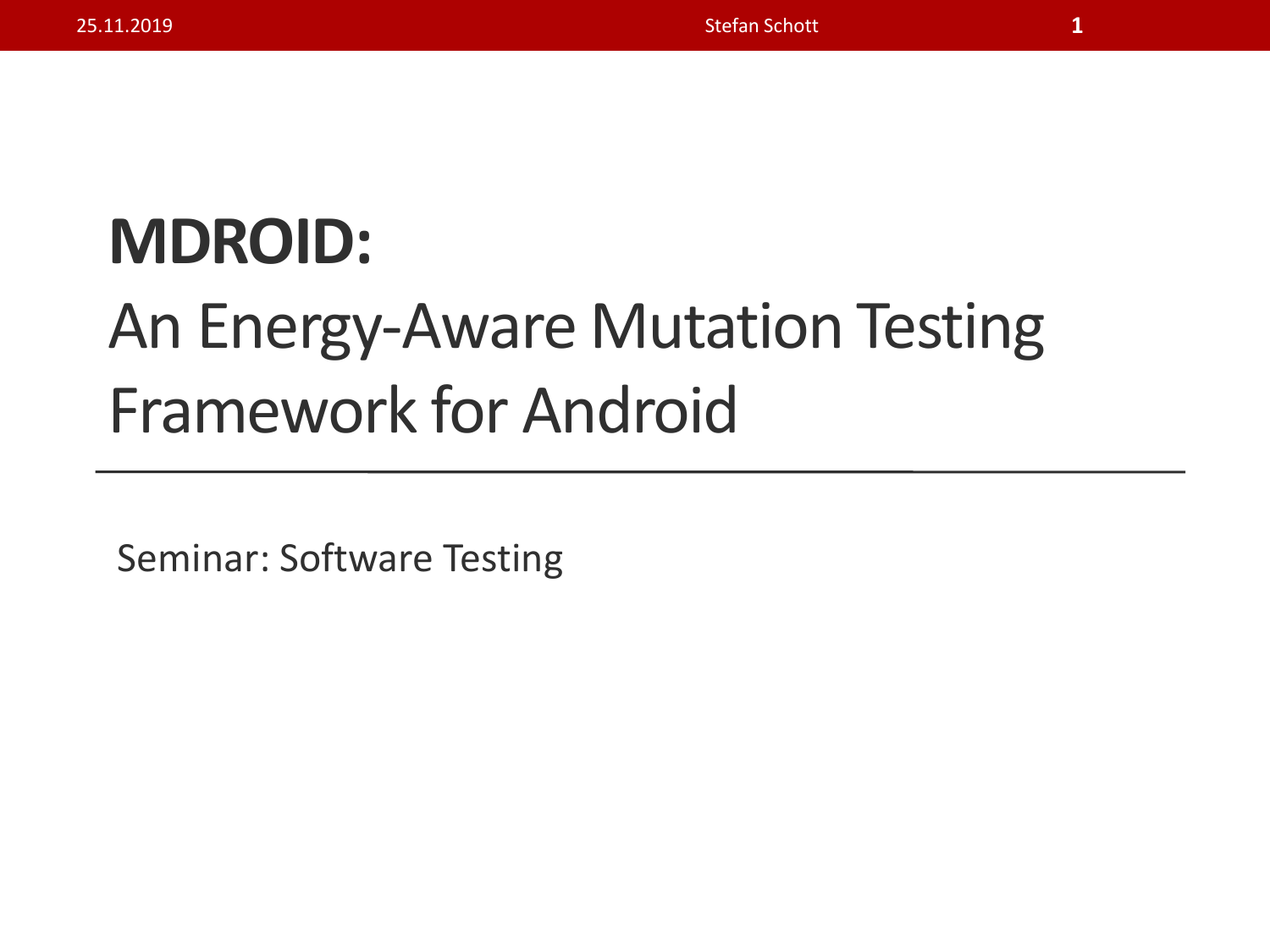# **MDROID:** An Energy-Aware Mutation Testing Framework for Android

Seminar: Software Testing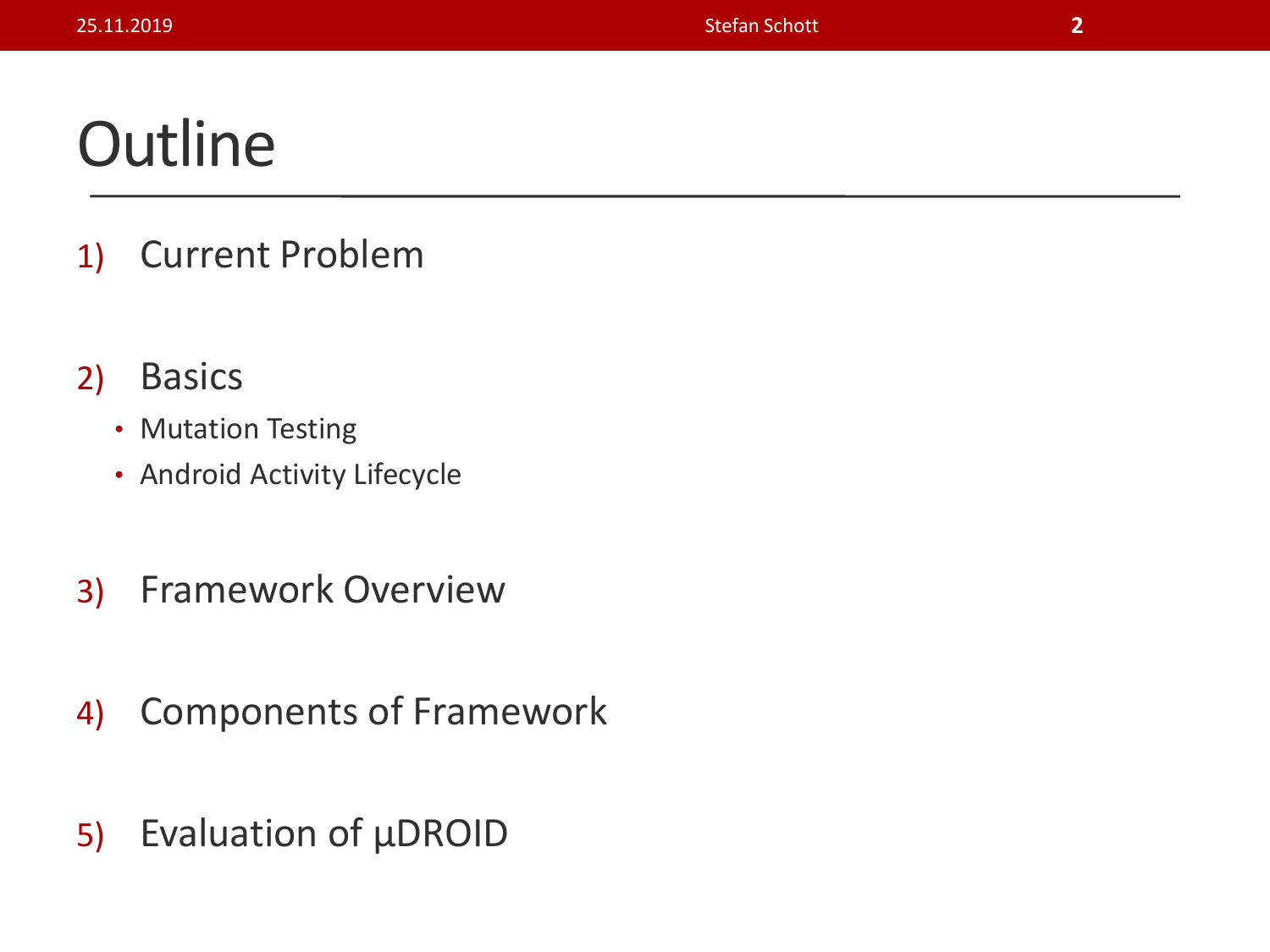# Outline

1) Current Problem

2) Basics
   - Mutation Testing
   - Android Activity Lifecycle

3) Framework Overview

4) Components of Framework

5) Evaluation of µDROID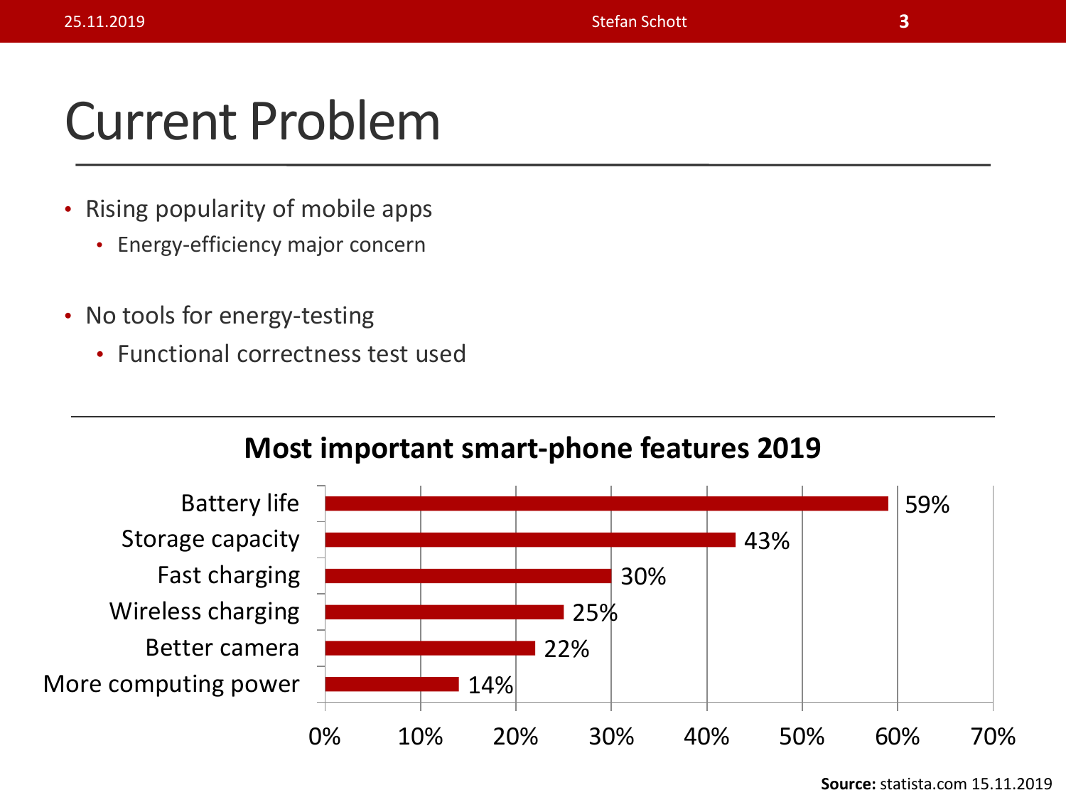# Current Problem

- Rising popularity of mobile apps
  - Energy-efficiency major concern
- No tools for energy-testing
  - Functional correctness test used

**Most important smart-phone features 2019**

| Feature | Share |
|---|---|
| Battery life | 59% |
| Storage capacity | 43% |
| Fast charging | 30% |
| Wireless charging | 25% |
| Better camera | 22% |
| More computing power | 14% |

**Source:** statista.com 15.11.2019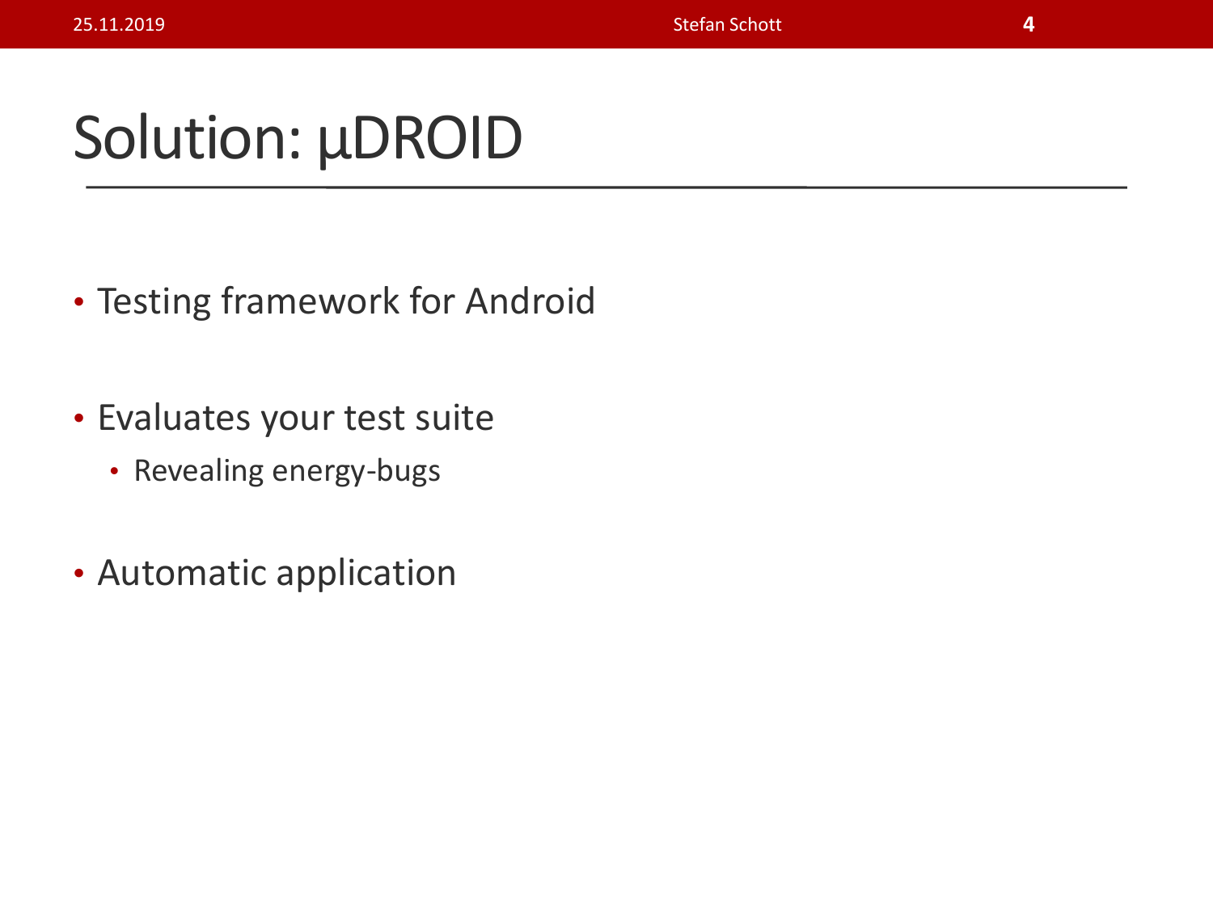# Solution: µDROID

- Testing framework for Android
- Evaluates your test suite
  - Revealing energy-bugs
- Automatic application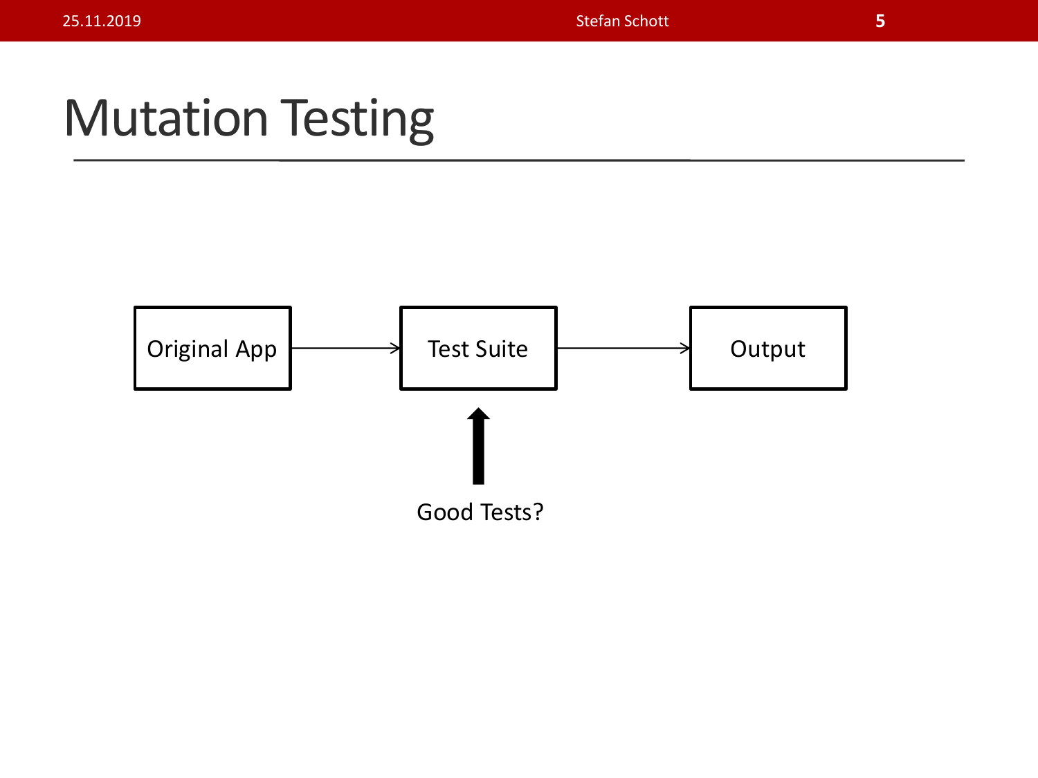# Mutation Testing

Original App → Test Suite → Output

Good Tests?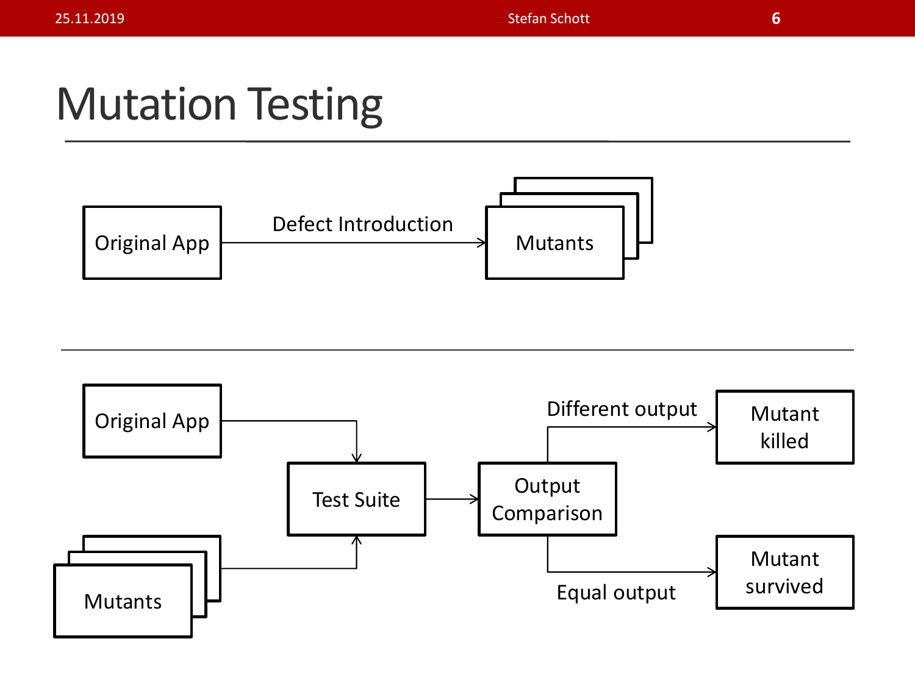# Mutation Testing

Original App → Defect Introduction → Mutants

Original App → Test Suite

Mutants → Test Suite

Test Suite → Output Comparison

Output Comparison → Different output → Mutant killed

Output Comparison → Equal output → Mutant survived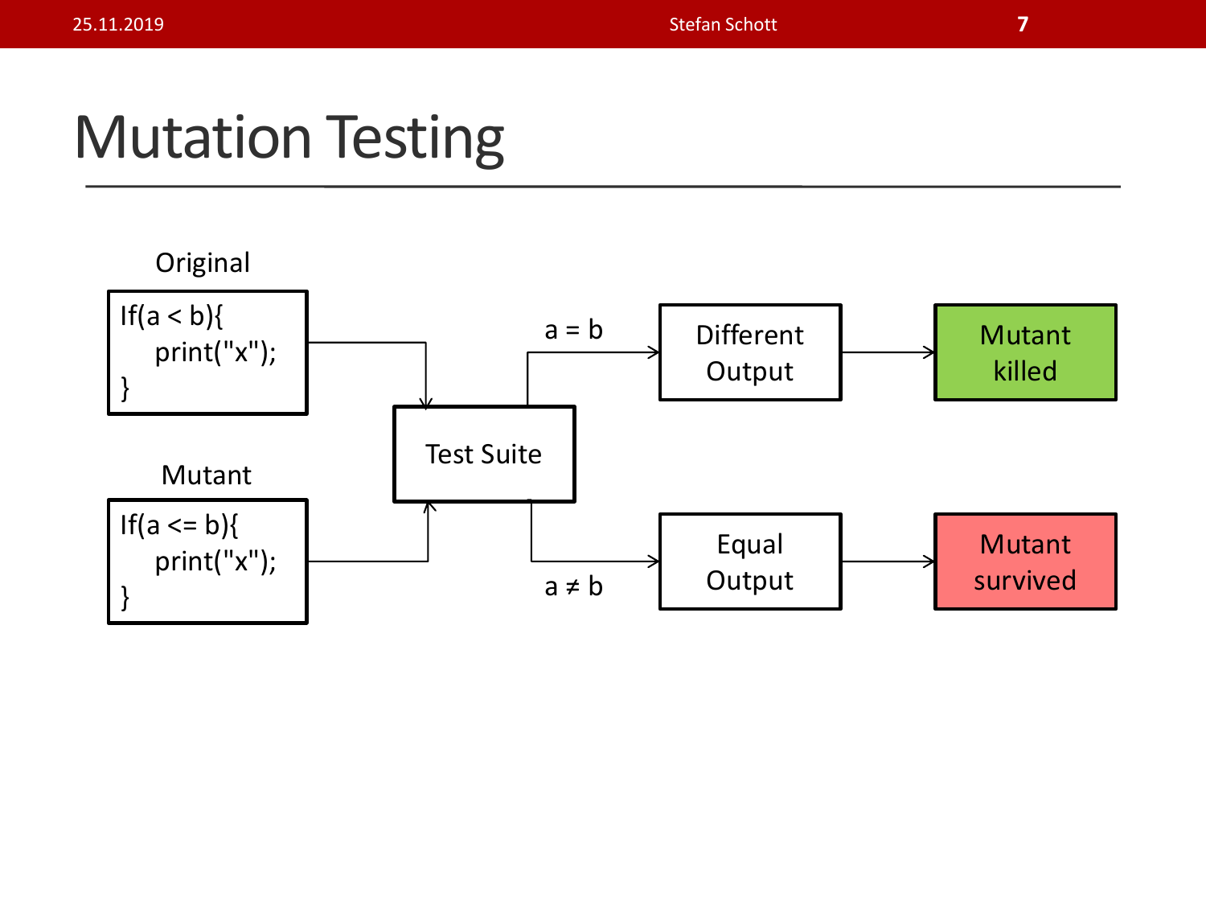# Mutation Testing

Original

```
If(a < b){
    print("x");
}
```

Mutant

```
If(a <= b){
    print("x");
}
```

Test Suite

a = b → Different Output → Mutant killed

a ≠ b → Equal Output → Mutant survived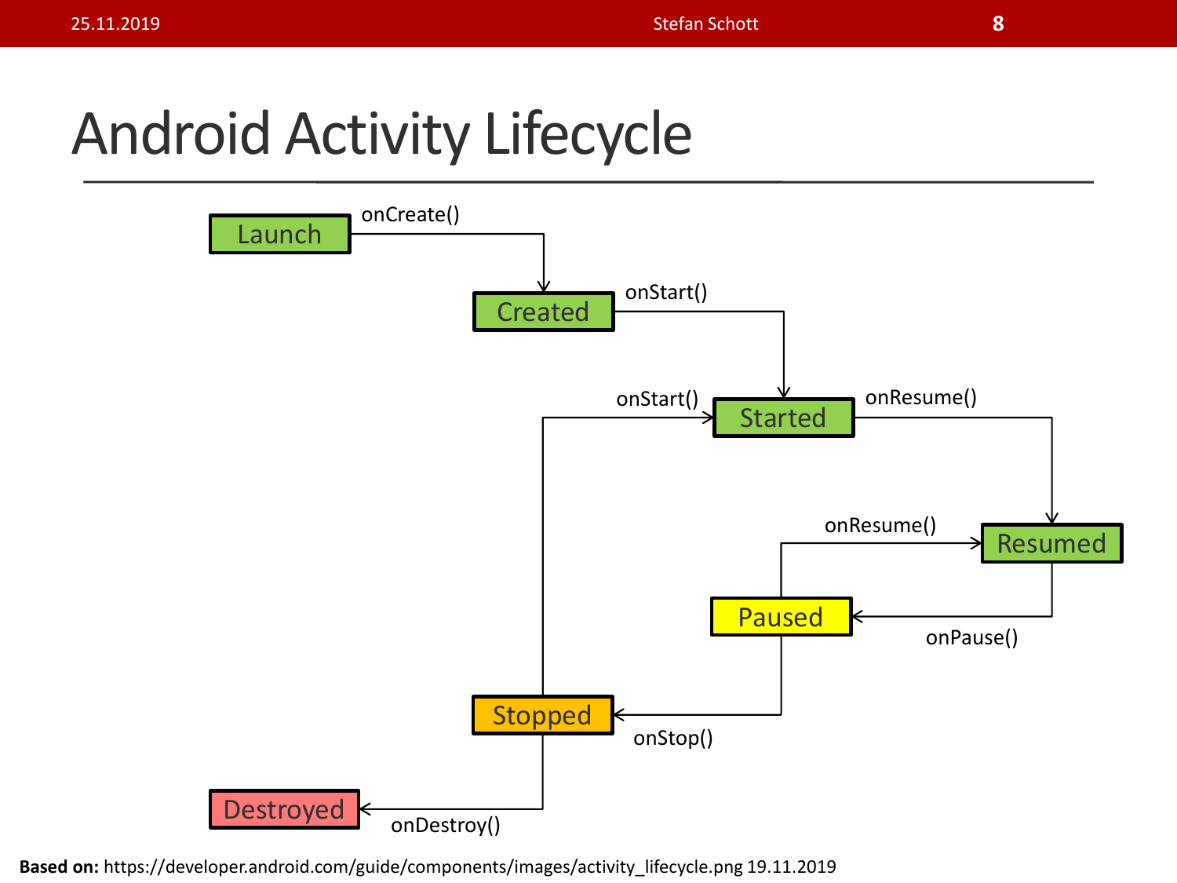# Android Activity Lifecycle

Launch → onCreate() → Created

Created → onStart() → Started

Started → onResume() → Resumed

Resumed → onPause() → Paused

Paused → onResume() → Resumed

Paused → onStop() → Stopped

Stopped → onStart() → Started

Stopped → onDestroy() → Destroyed

**Based on:** https://developer.android.com/guide/components/images/activity_lifecycle.png 19.11.2019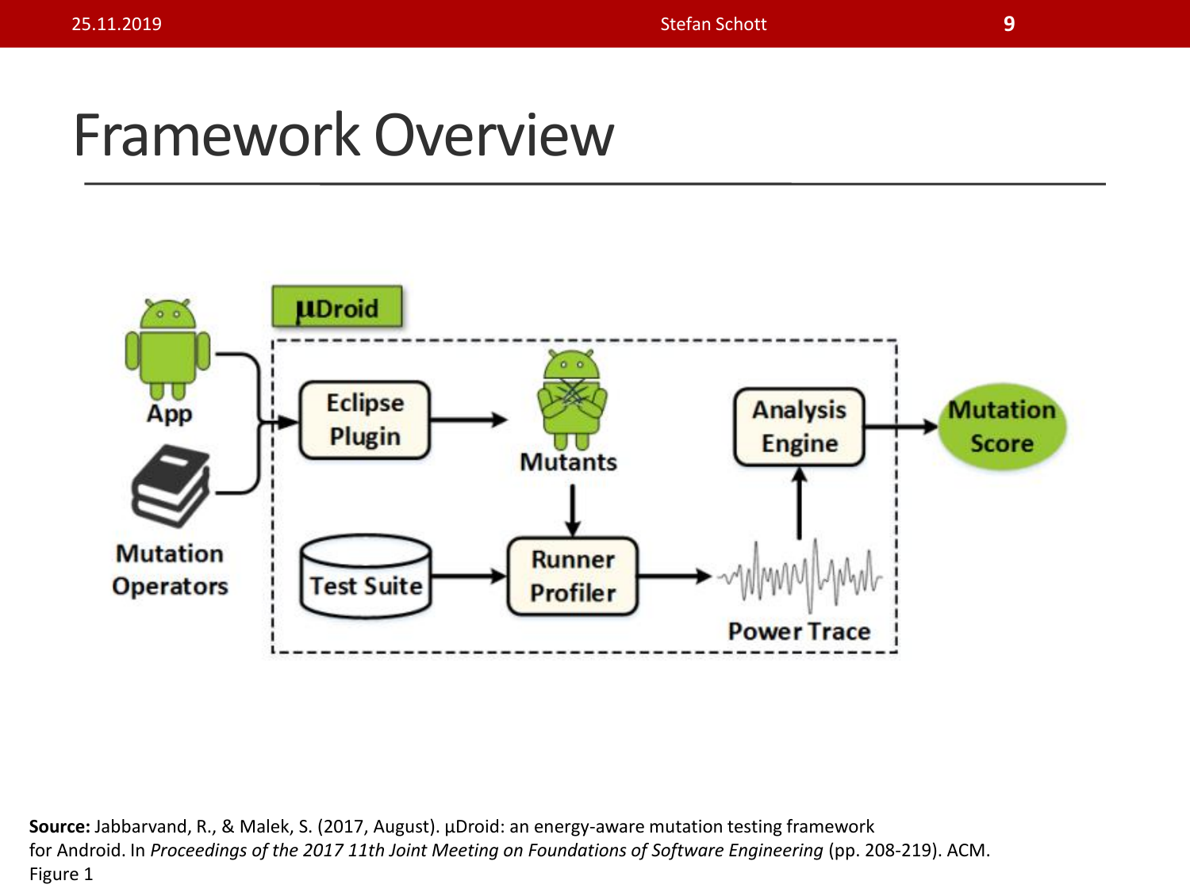# Framework Overview

μDroid

App

Mutation Operators

Eclipse Plugin

Mutants

Test Suite

Runner Profiler

Power Trace

Analysis Engine

Mutation Score

**Source:** Jabbarvand, R., & Malek, S. (2017, August). µDroid: an energy-aware mutation testing framework for Android. In *Proceedings of the 2017 11th Joint Meeting on Foundations of Software Engineering* (pp. 208-219). ACM. Figure 1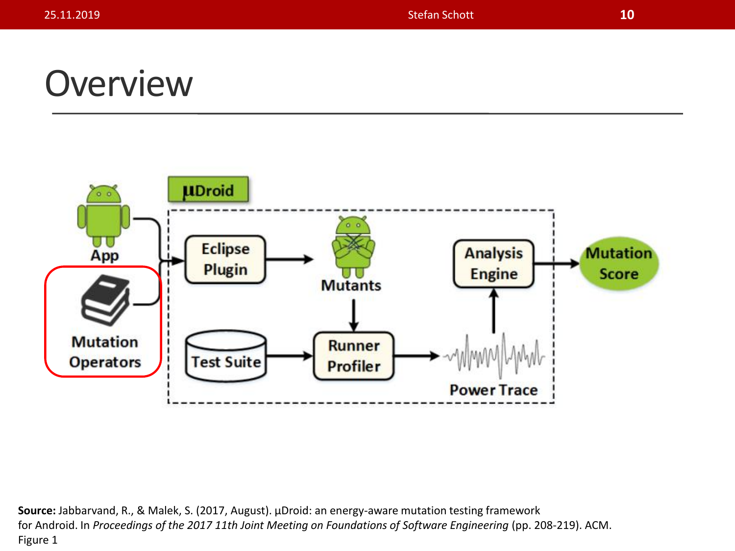# Overview

μDroid

App

Mutation Operators

Eclipse Plugin

Mutants

Test Suite

Runner Profiler

Power Trace

Analysis Engine

Mutation Score

**Source:** Jabbarvand, R., & Malek, S. (2017, August). µDroid: an energy-aware mutation testing framework for Android. In *Proceedings of the 2017 11th Joint Meeting on Foundations of Software Engineering* (pp. 208-219). ACM. Figure 1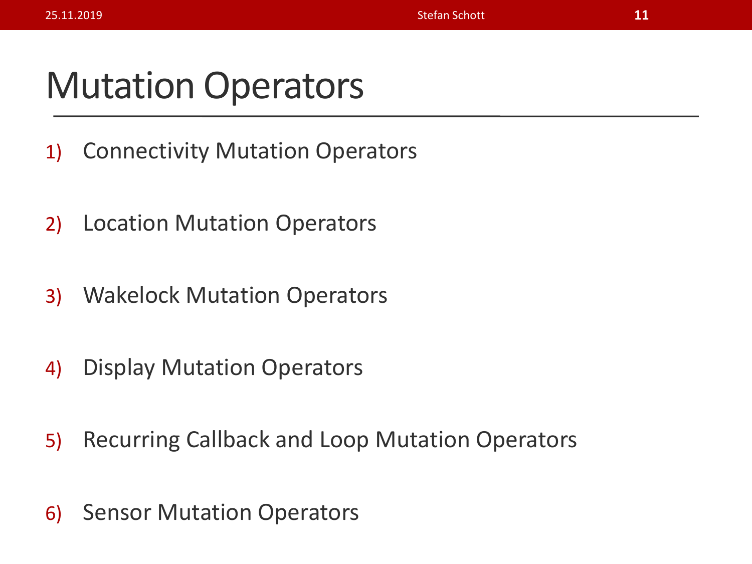# Mutation Operators

1) Connectivity Mutation Operators
2) Location Mutation Operators
3) Wakelock Mutation Operators
4) Display Mutation Operators
5) Recurring Callback and Loop Mutation Operators
6) Sensor Mutation Operators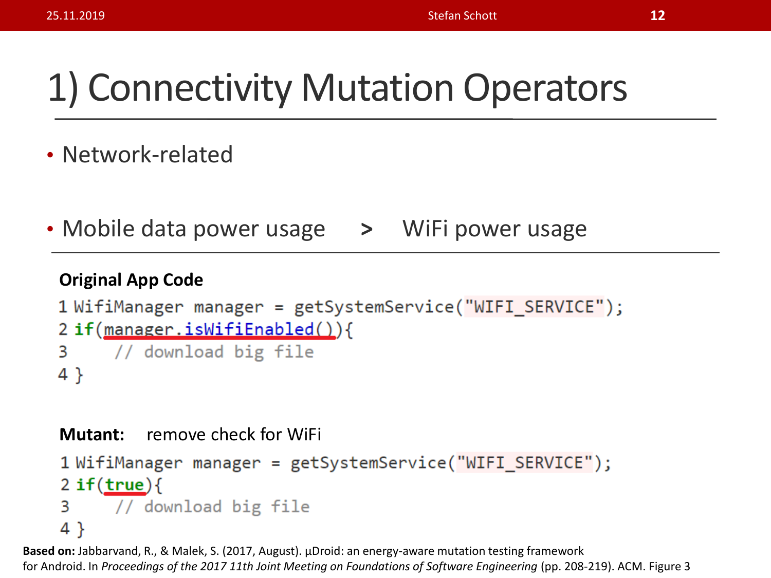# 1) Connectivity Mutation Operators

- Network-related
- Mobile data power usage > WiFi power usage

**Original App Code**

```
1 WifiManager manager = getSystemService("WIFI_SERVICE");
2 if(manager.isWifiEnabled()){
3     // download big file
4 }
```

**Mutant:** remove check for WiFi

```
1 WifiManager manager = getSystemService("WIFI_SERVICE");
2 if(true){
3     // download big file
4 }
```

**Based on:** Jabbarvand, R., & Malek, S. (2017, August). µDroid: an energy-aware mutation testing framework for Android. In *Proceedings of the 2017 11th Joint Meeting on Foundations of Software Engineering* (pp. 208-219). ACM. Figure 3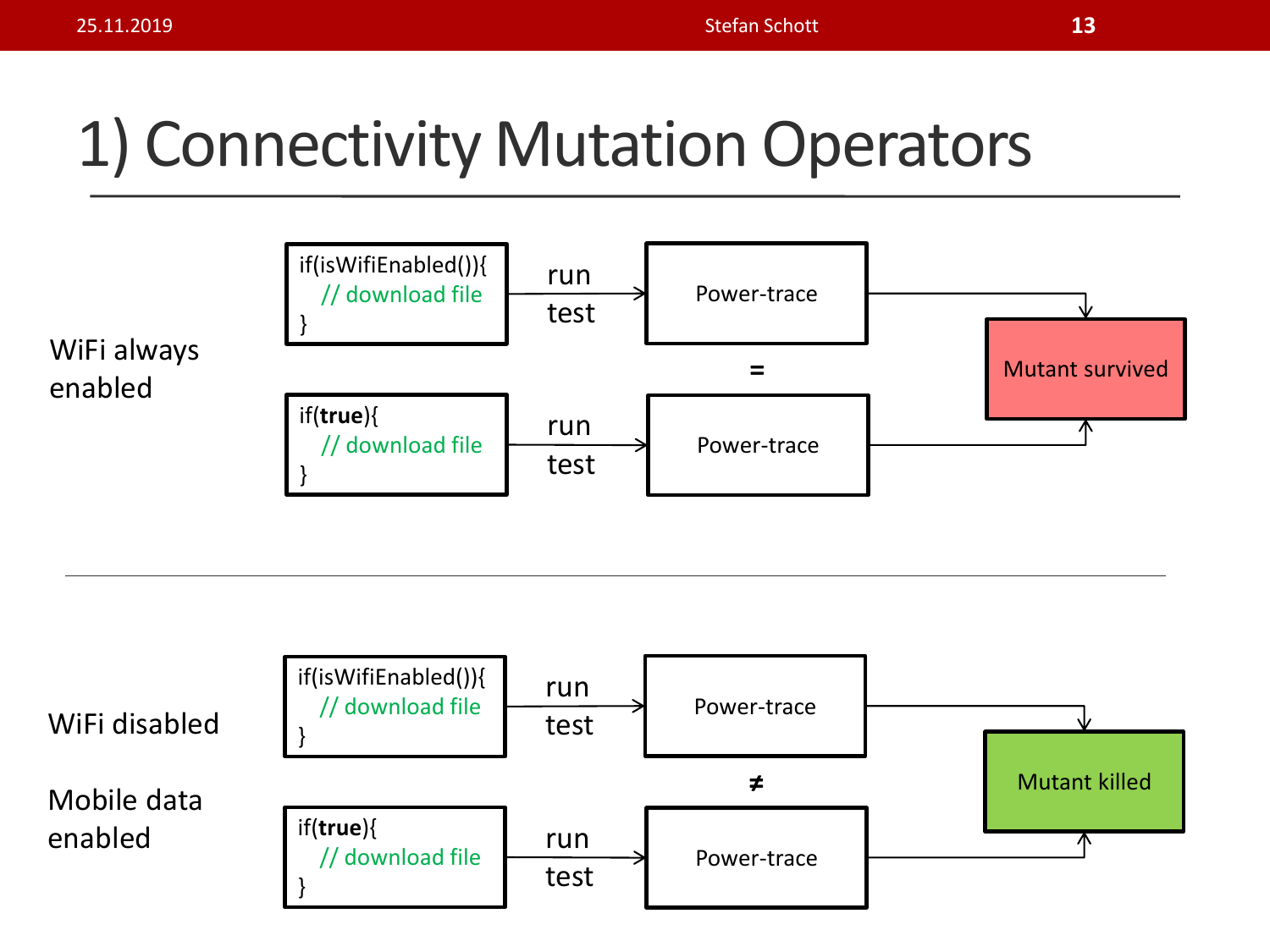# 1) Connectivity Mutation Operators

WiFi always enabled

```
if(isWifiEnabled()){
   // download file
}
```

run test → Power-trace

=

```
if(true){
   // download file
}
```

run test → Power-trace

Mutant survived

---

WiFi disabled

Mobile data enabled

```
if(isWifiEnabled()){
   // download file
}
```

run test → Power-trace

≠

```
if(true){
   // download file
}
```

run test → Power-trace

Mutant killed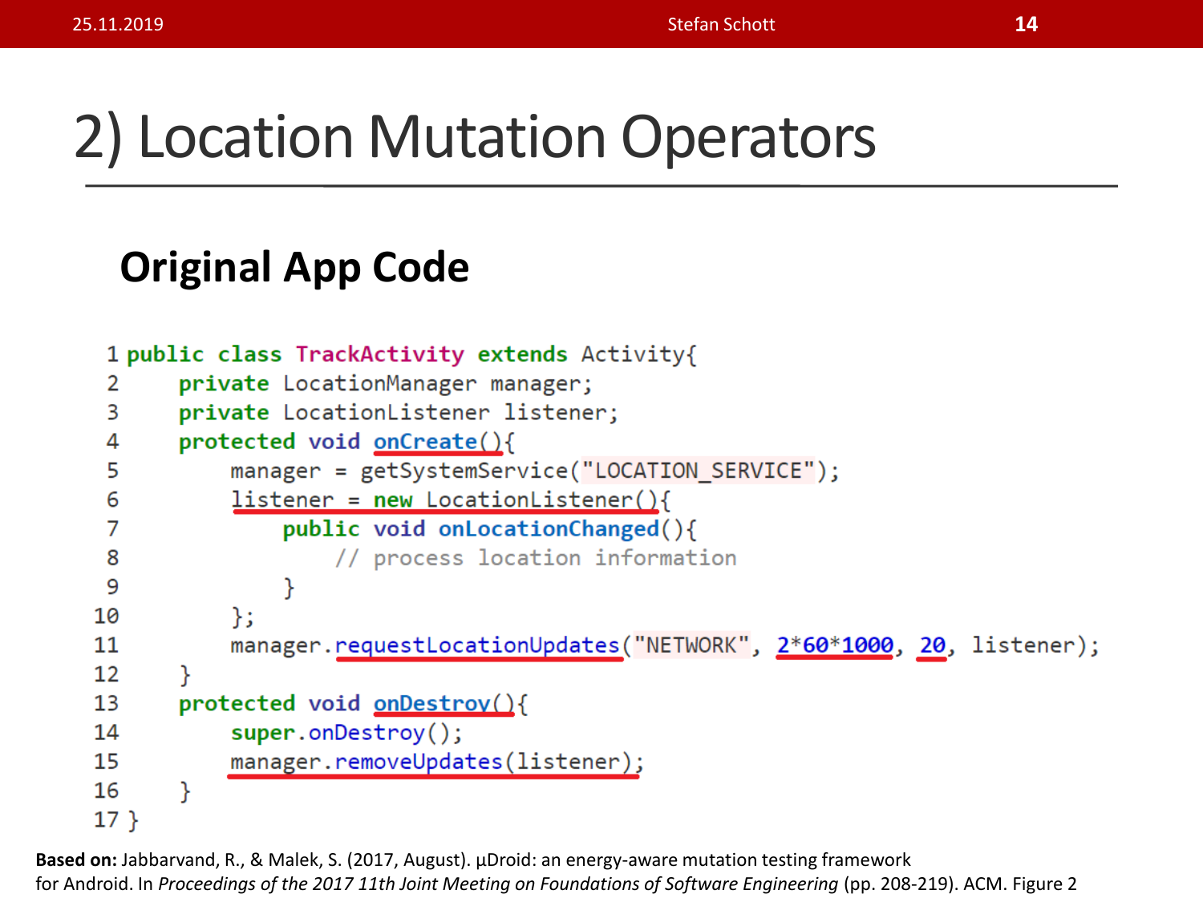# 2) Location Mutation Operators

## Original App Code

```
1 public class TrackActivity extends Activity{
2     private LocationManager manager;
3     private LocationListener listener;
4     protected void onCreate(){
5         manager = getSystemService("LOCATION_SERVICE");
6         listener = new LocationListener(){
7             public void onLocationChanged(){
8                 // process location information
9             }
10        };
11        manager.requestLocationUpdates("NETWORK", 2*60*1000, 20, listener);
12    }
13    protected void onDestroy(){
14        super.onDestroy();
15        manager.removeUpdates(listener);
16    }
17 }
```

**Based on:** Jabbarvand, R., & Malek, S. (2017, August). µDroid: an energy-aware mutation testing framework for Android. In *Proceedings of the 2017 11th Joint Meeting on Foundations of Software Engineering* (pp. 208-219). ACM. Figure 2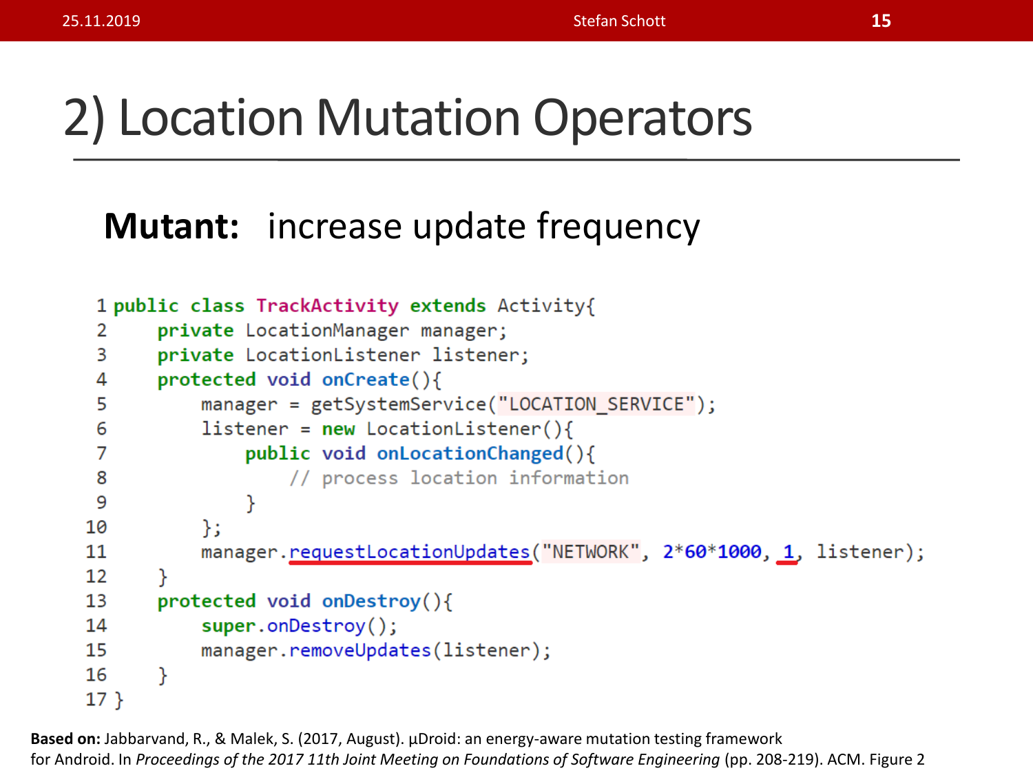# 2) Location Mutation Operators

**Mutant:** increase update frequency

```
1 public class TrackActivity extends Activity{
2     private LocationManager manager;
3     private LocationListener listener;
4     protected void onCreate(){
5         manager = getSystemService("LOCATION_SERVICE");
6         listener = new LocationListener(){
7             public void onLocationChanged(){
8                 // process location information
9             }
10        };
11        manager.requestLocationUpdates("NETWORK", 2*60*1000, 1, listener);
12    }
13    protected void onDestroy(){
14        super.onDestroy();
15        manager.removeUpdates(listener);
16    }
17 }
```

**Based on:** Jabbarvand, R., & Malek, S. (2017, August). µDroid: an energy-aware mutation testing framework for Android. In *Proceedings of the 2017 11th Joint Meeting on Foundations of Software Engineering* (pp. 208-219). ACM. Figure 2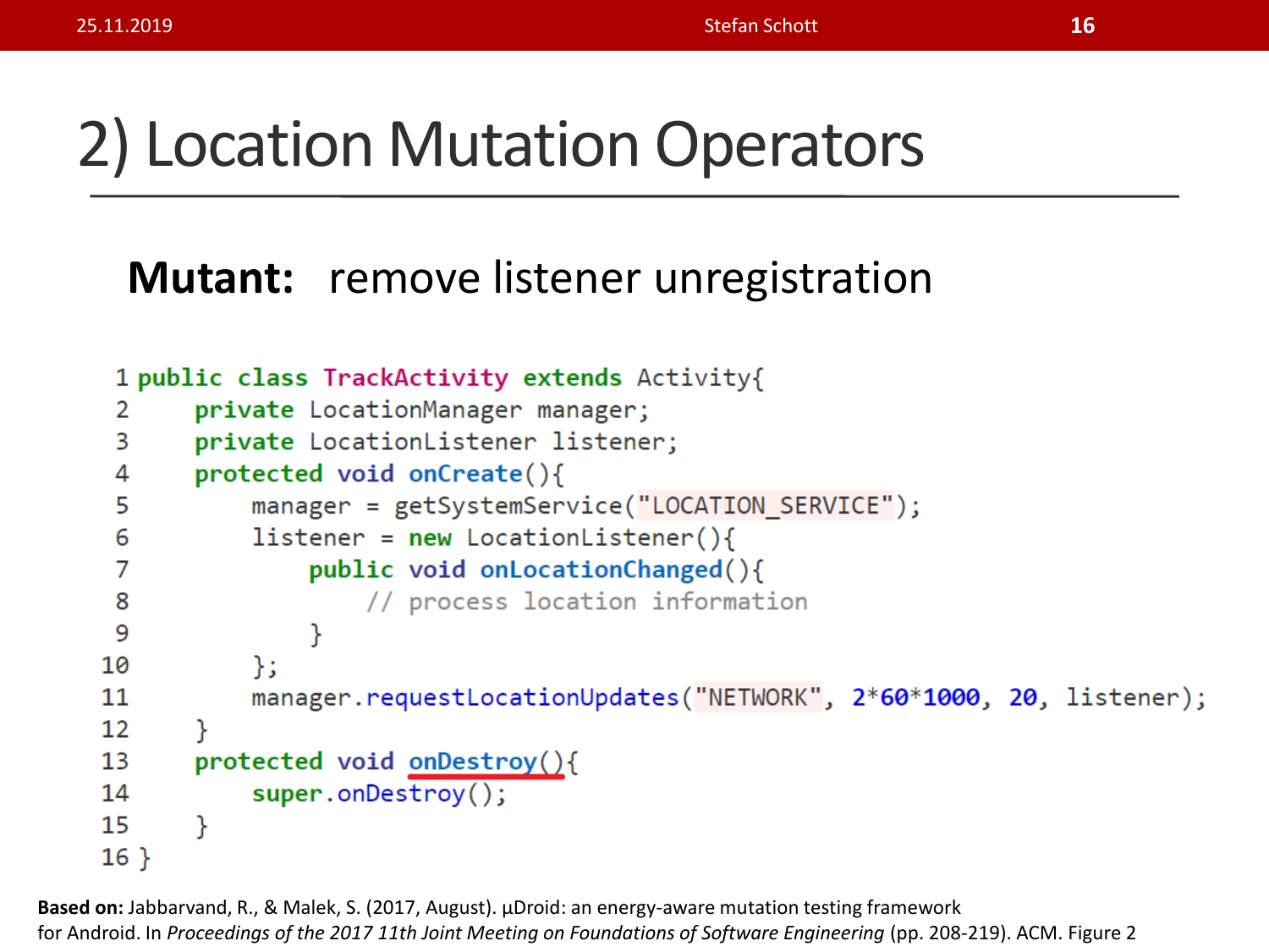# 2) Location Mutation Operators

**Mutant:** remove listener unregistration

```
1  public class TrackActivity extends Activity{
2      private LocationManager manager;
3      private LocationListener listener;
4      protected void onCreate(){
5          manager = getSystemService("LOCATION_SERVICE");
6          listener = new LocationListener(){
7              public void onLocationChanged(){
8                  // process location information
9              }
10         };
11         manager.requestLocationUpdates("NETWORK", 2*60*1000, 20, listener);
12     }
13     protected void onDestroy(){
14         super.onDestroy();
15     }
16 }
```

**Based on:** Jabbarvand, R., & Malek, S. (2017, August). µDroid: an energy-aware mutation testing framework for Android. In *Proceedings of the 2017 11th Joint Meeting on Foundations of Software Engineering* (pp. 208-219). ACM. Figure 2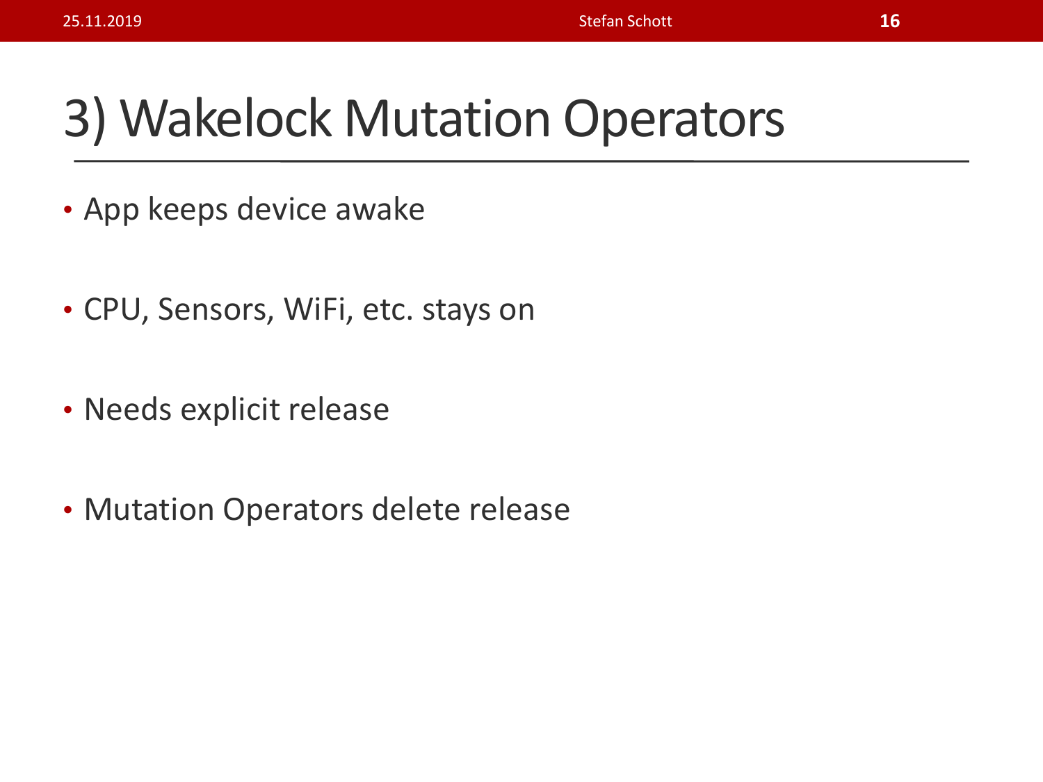# 3) Wakelock Mutation Operators

- App keeps device awake
- CPU, Sensors, WiFi, etc. stays on
- Needs explicit release
- Mutation Operators delete release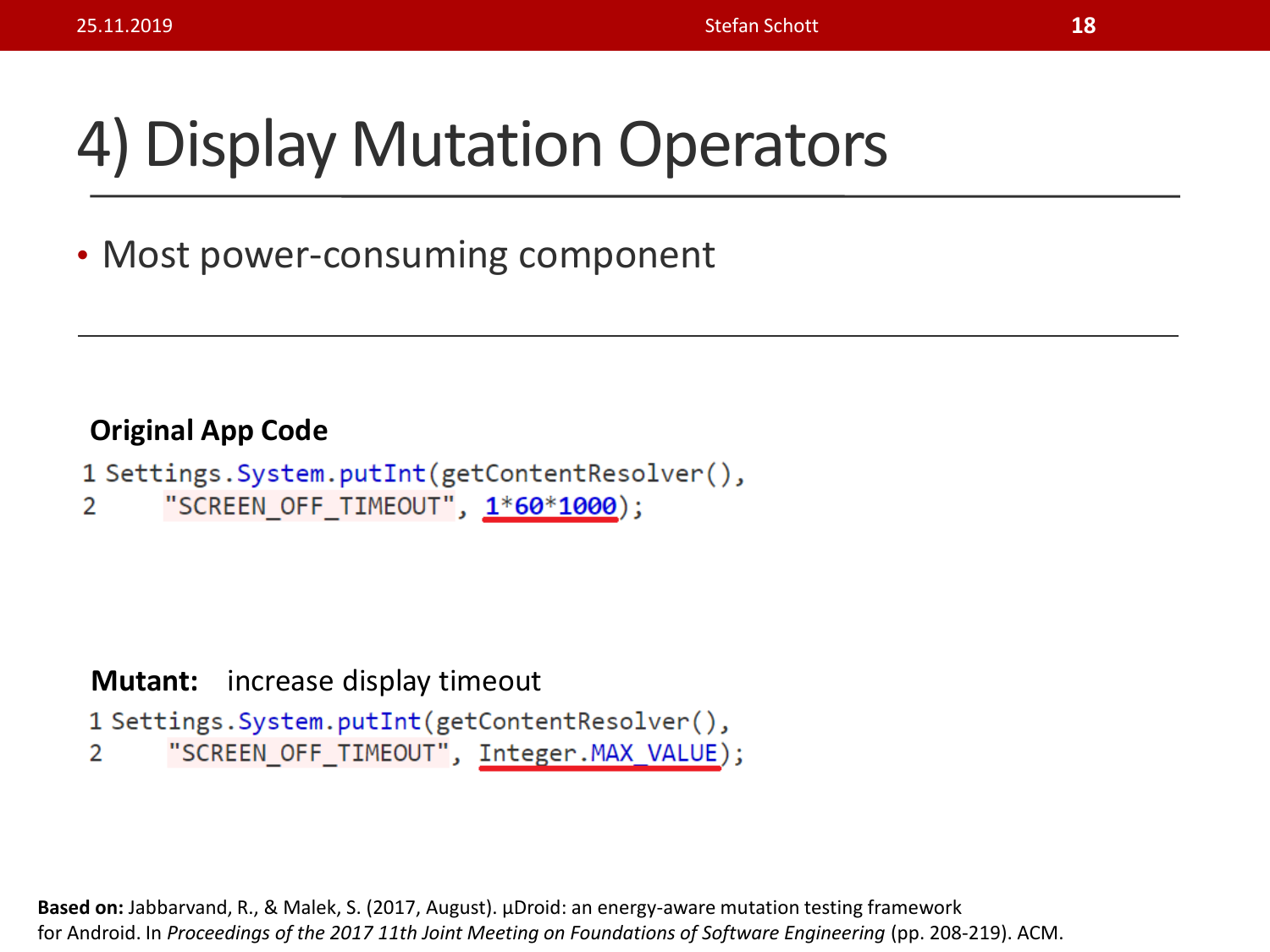# 4) Display Mutation Operators

- Most power-consuming component

**Original App Code**

```
1 Settings.System.putInt(getContentResolver(),
2     "SCREEN_OFF_TIMEOUT", 1*60*1000);
```

**Mutant:** increase display timeout

```
1 Settings.System.putInt(getContentResolver(),
2     "SCREEN_OFF_TIMEOUT", Integer.MAX_VALUE);
```

**Based on:** Jabbarvand, R., & Malek, S. (2017, August). µDroid: an energy-aware mutation testing framework for Android. In *Proceedings of the 2017 11th Joint Meeting on Foundations of Software Engineering* (pp. 208-219). ACM.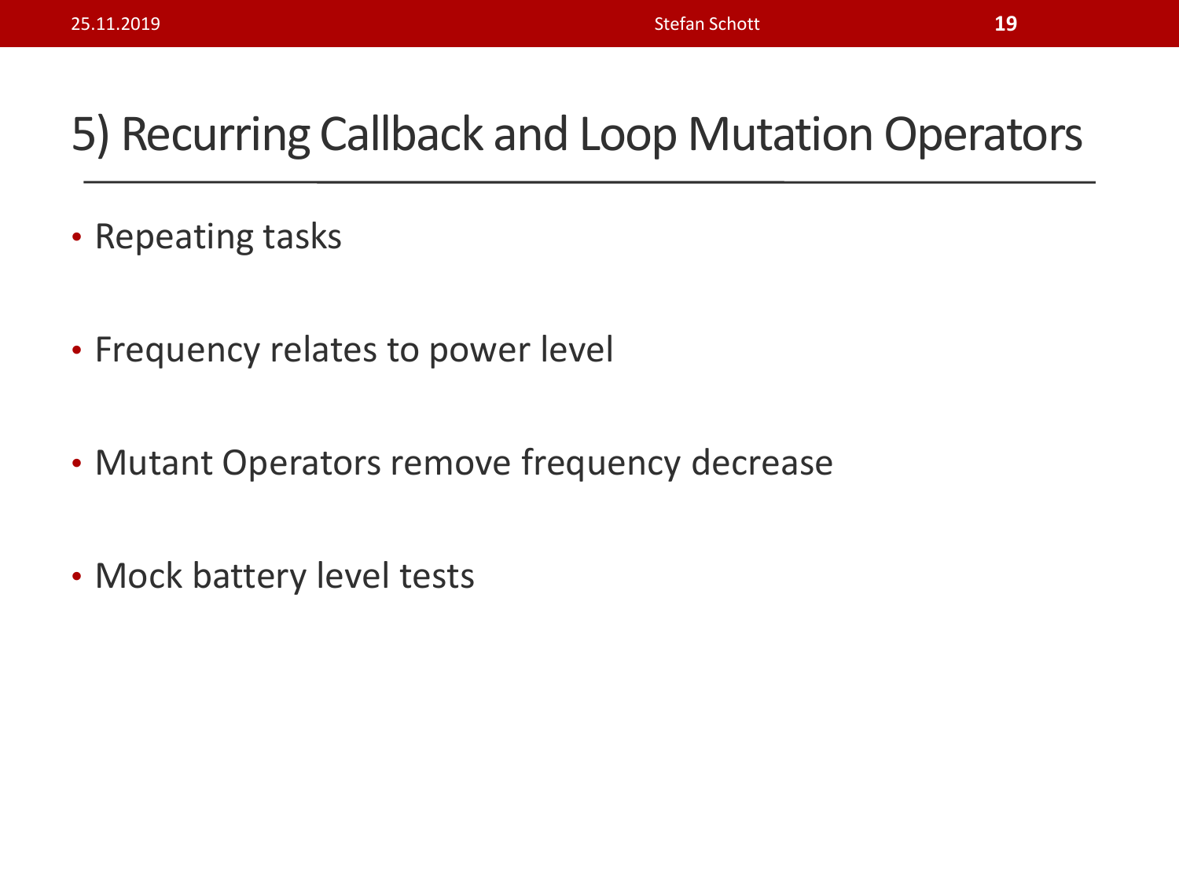# 5) Recurring Callback and Loop Mutation Operators

- Repeating tasks
- Frequency relates to power level
- Mutant Operators remove frequency decrease
- Mock battery level tests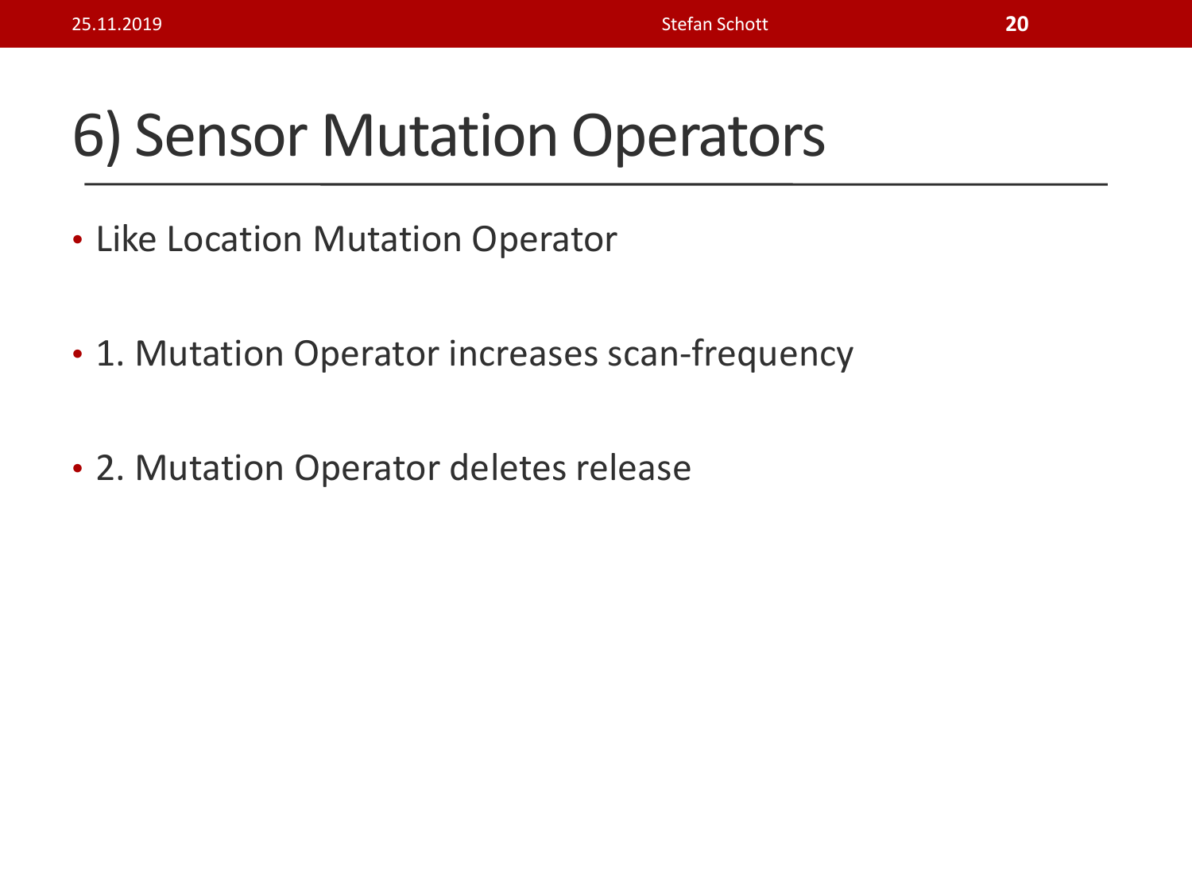# 6) Sensor Mutation Operators

- Like Location Mutation Operator
- 1. Mutation Operator increases scan-frequency
- 2. Mutation Operator deletes release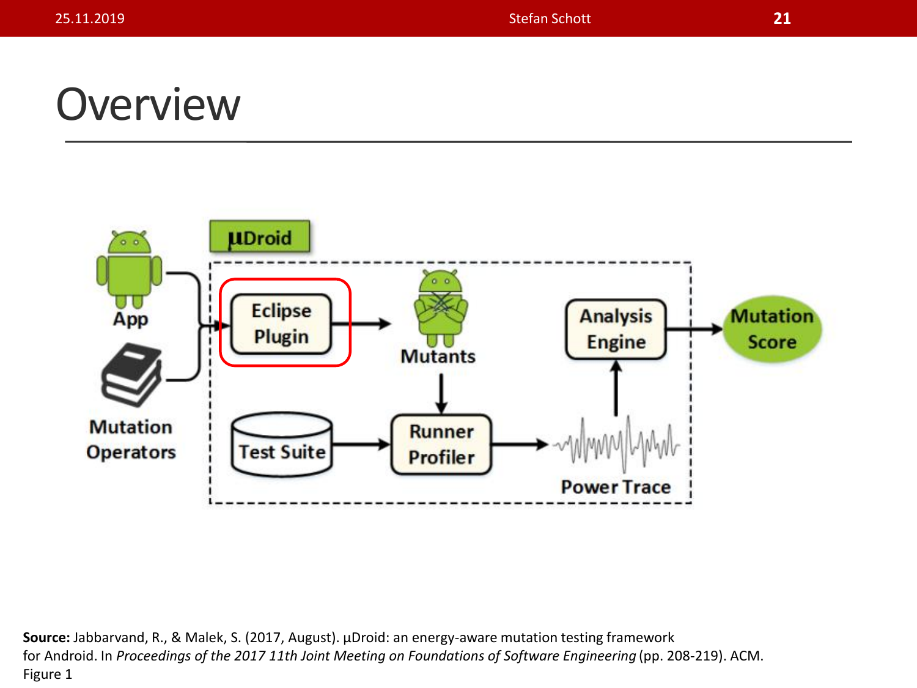# Overview

µDroid

App

Mutation Operators

Eclipse Plugin

Mutants

Test Suite

Runner Profiler

Power Trace

Analysis Engine

Mutation Score

**Source:** Jabbarvand, R., & Malek, S. (2017, August). µDroid: an energy-aware mutation testing framework for Android. In *Proceedings of the 2017 11th Joint Meeting on Foundations of Software Engineering* (pp. 208-219). ACM. Figure 1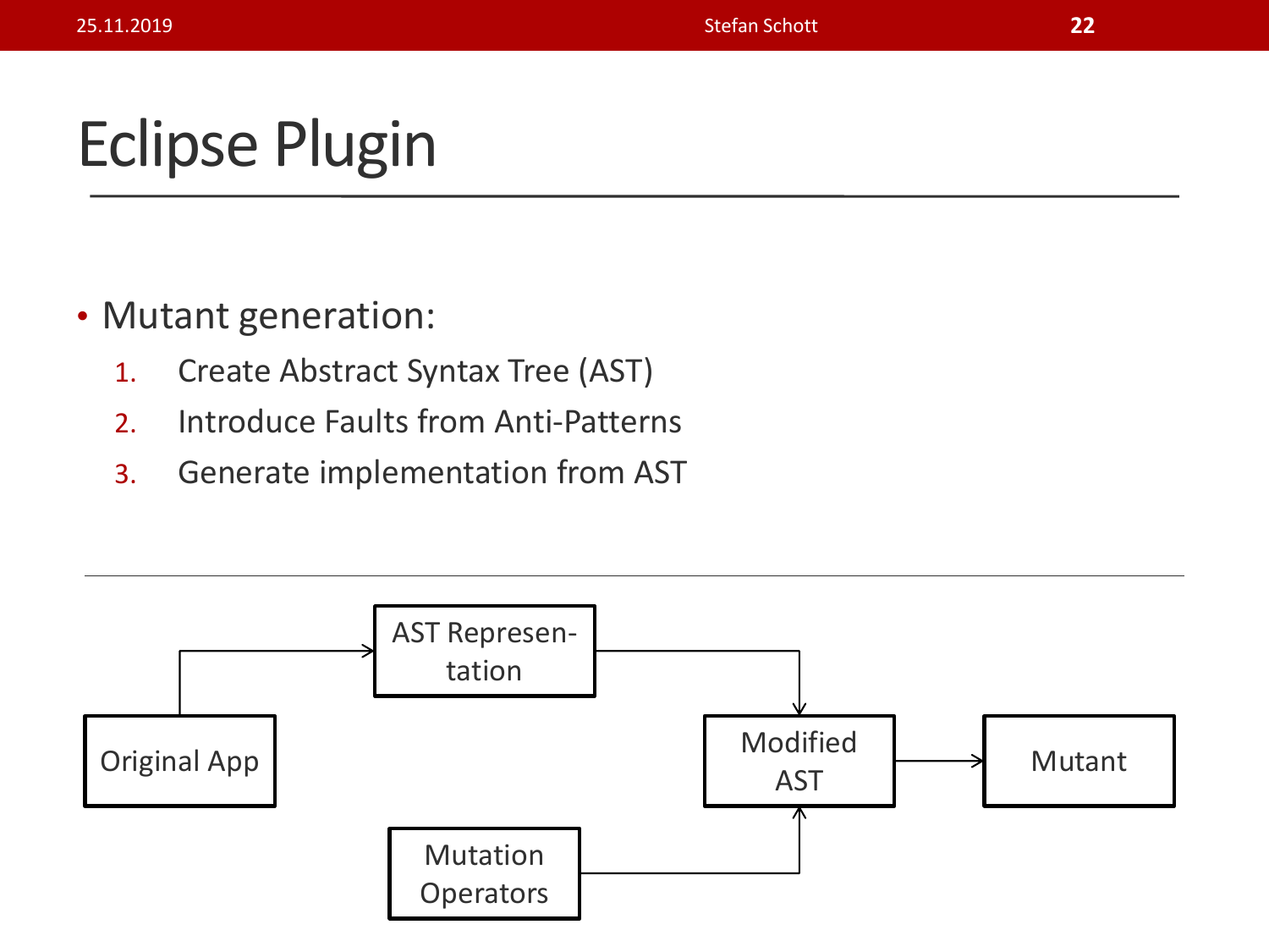# Eclipse Plugin

- Mutant generation:
  1. Create Abstract Syntax Tree (AST)
  2. Introduce Faults from Anti-Patterns
  3. Generate implementation from AST

Original App → AST Representation → Modified AST → Mutant

Mutation Operators → Modified AST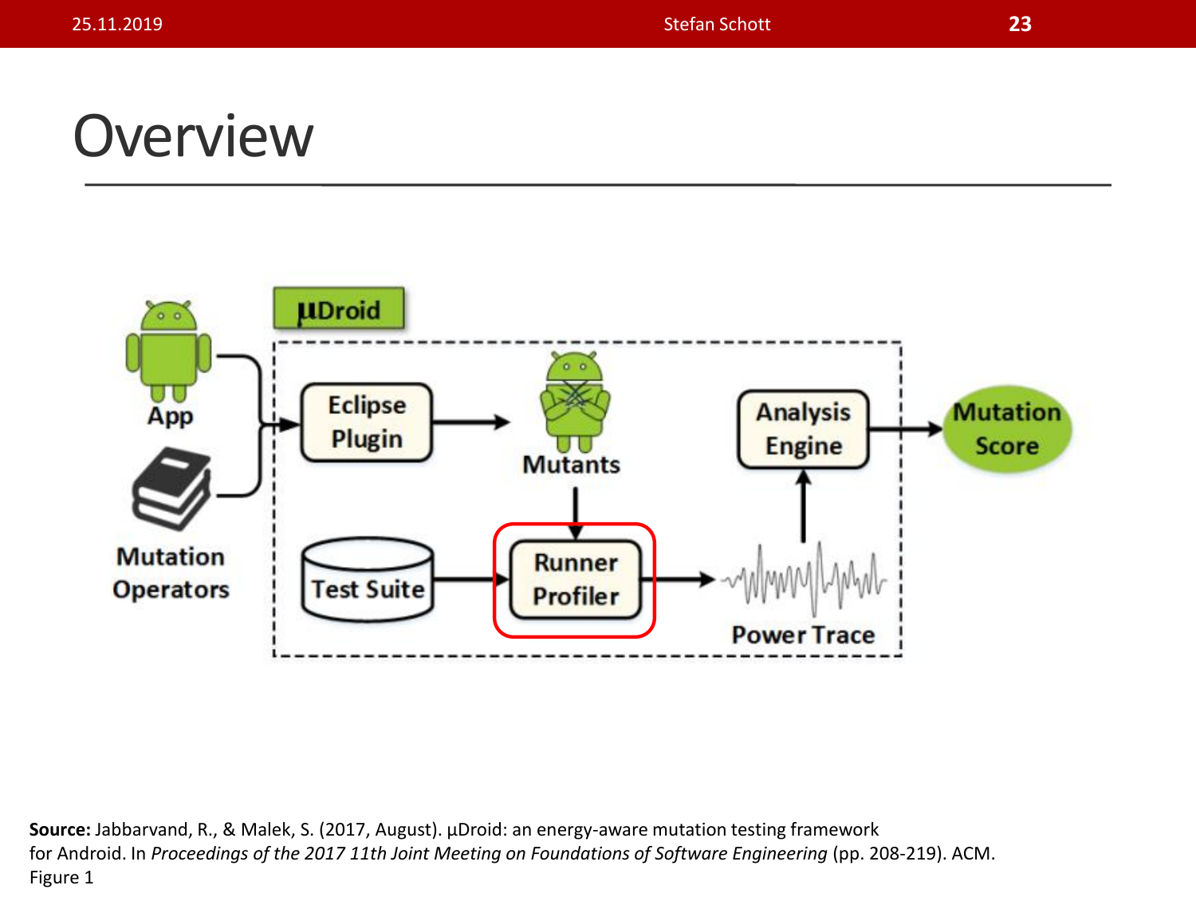# Overview

µDroid

App

Mutation Operators

Eclipse Plugin

Mutants

Test Suite

Runner Profiler

Power Trace

Analysis Engine

Mutation Score

**Source:** Jabbarvand, R., & Malek, S. (2017, August). µDroid: an energy-aware mutation testing framework for Android. In *Proceedings of the 2017 11th Joint Meeting on Foundations of Software Engineering* (pp. 208-219). ACM. Figure 1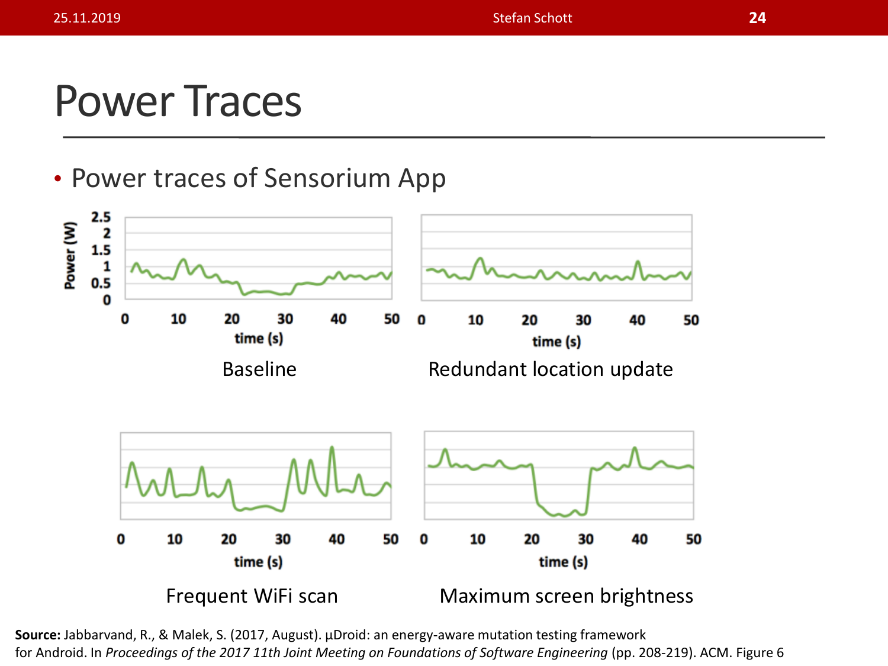# Power Traces

- Power traces of Sensorium App

Baseline

Redundant location update

Frequent WiFi scan

Maximum screen brightness

**Source:** Jabbarvand, R., & Malek, S. (2017, August). µDroid: an energy-aware mutation testing framework for Android. In *Proceedings of the 2017 11th Joint Meeting on Foundations of Software Engineering* (pp. 208-219). ACM. Figure 6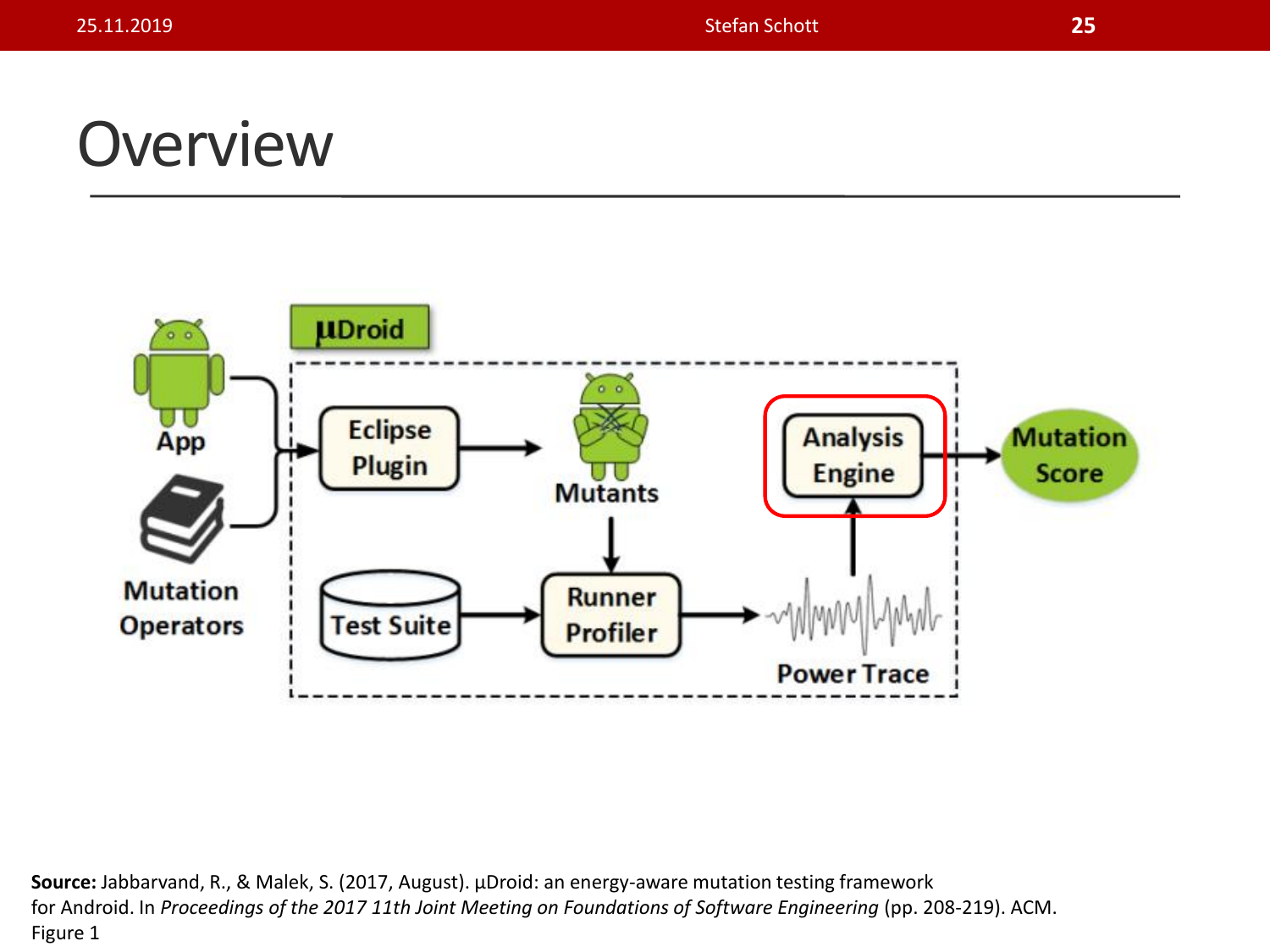# Overview

μDroid

App

Mutation Operators

Eclipse Plugin

Mutants

Analysis Engine

Mutation Score

Test Suite

Runner Profiler

Power Trace

**Source:** Jabbarvand, R., & Malek, S. (2017, August). µDroid: an energy-aware mutation testing framework for Android. In *Proceedings of the 2017 11th Joint Meeting on Foundations of Software Engineering* (pp. 208-219). ACM. Figure 1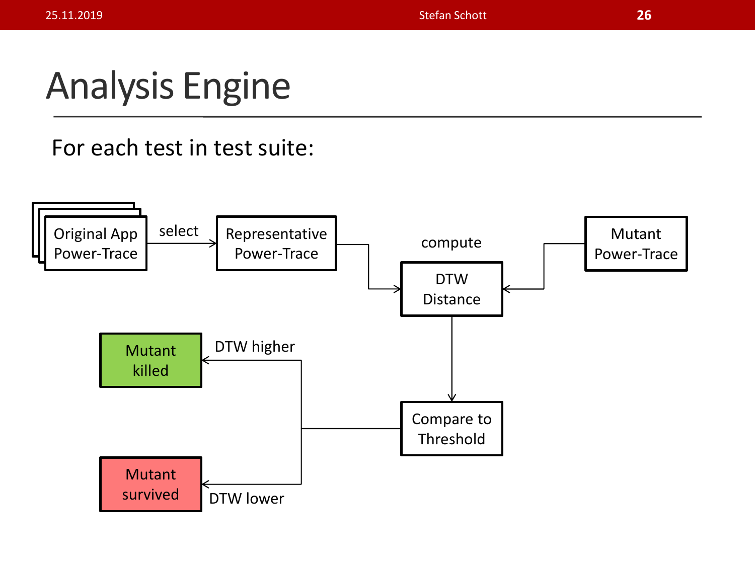# Analysis Engine

For each test in test suite:

Original App Power-Trace → select → Representative Power-Trace

compute

DTW Distance

Mutant Power-Trace

Compare to Threshold

DTW higher → Mutant killed

DTW lower → Mutant survived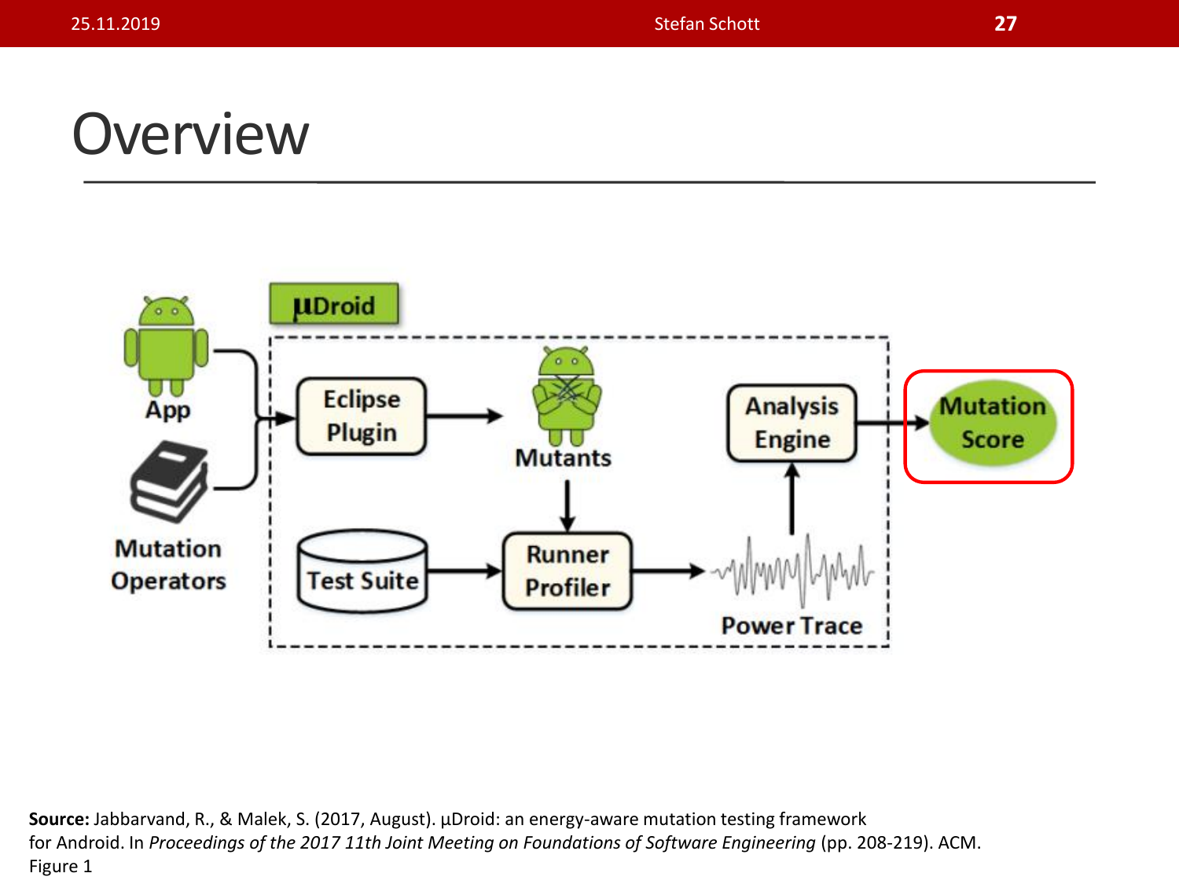# Overview

App

Mutation Operators

µDroid

Eclipse Plugin

Mutants

Test Suite

Runner Profiler

Power Trace

Analysis Engine

Mutation Score

**Source:** Jabbarvand, R., & Malek, S. (2017, August). µDroid: an energy-aware mutation testing framework for Android. In *Proceedings of the 2017 11th Joint Meeting on Foundations of Software Engineering* (pp. 208-219). ACM. Figure 1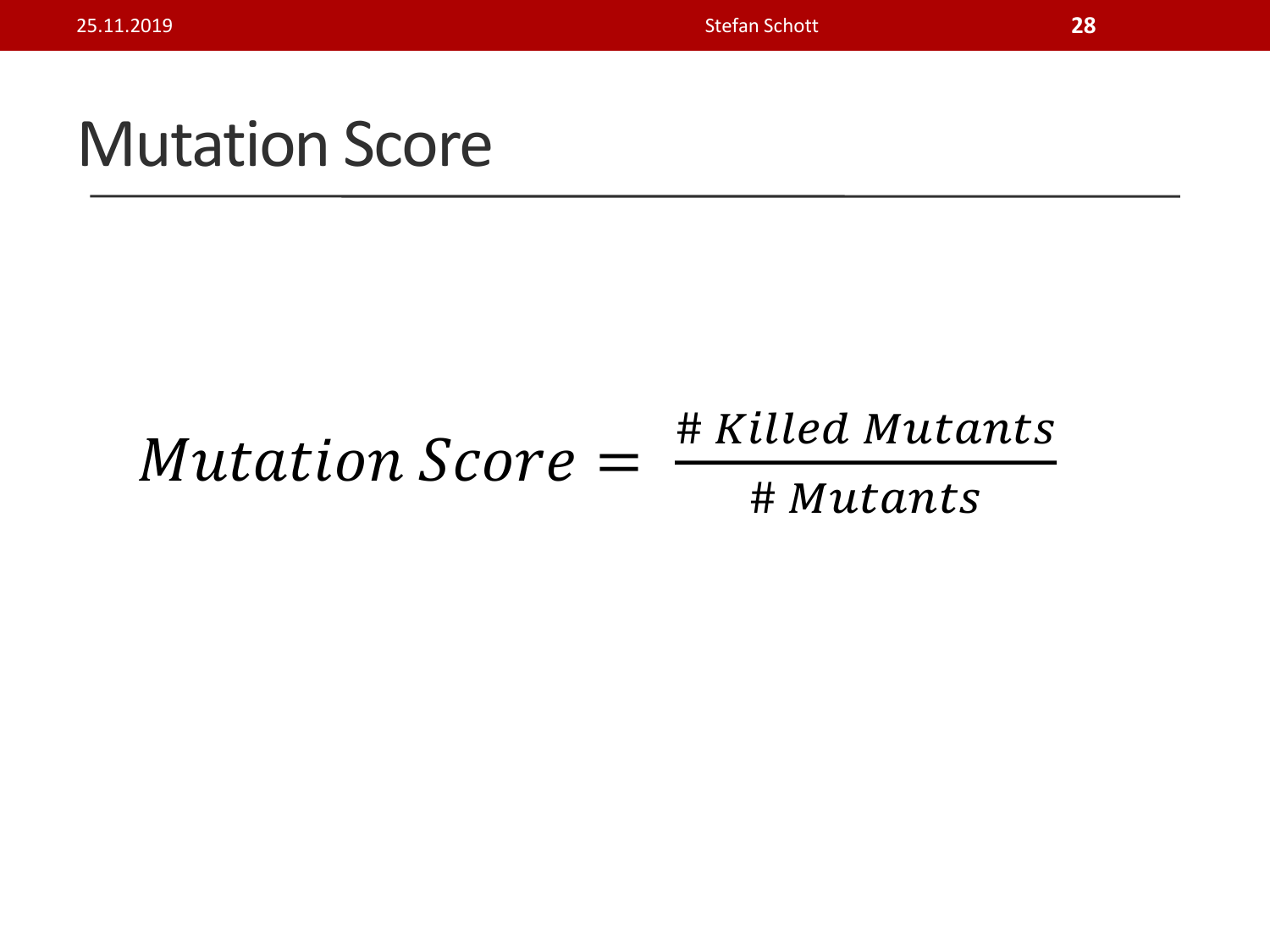# Mutation Score

$$Mutation\ Score = \frac{\#\ Killed\ Mutants}{\#\ Mutants}$$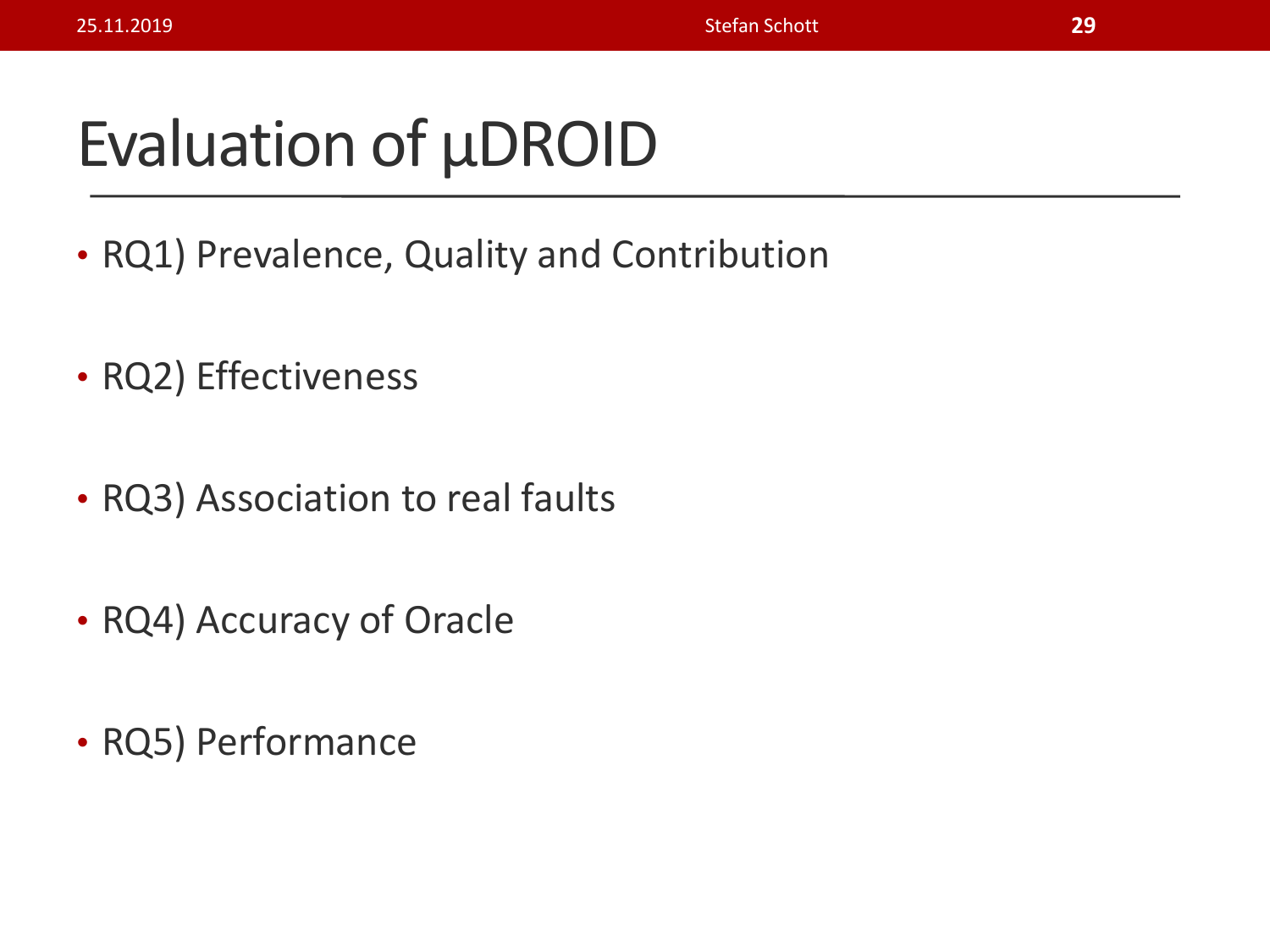# Evaluation of µDROID

- RQ1) Prevalence, Quality and Contribution
- RQ2) Effectiveness
- RQ3) Association to real faults
- RQ4) Accuracy of Oracle
- RQ5) Performance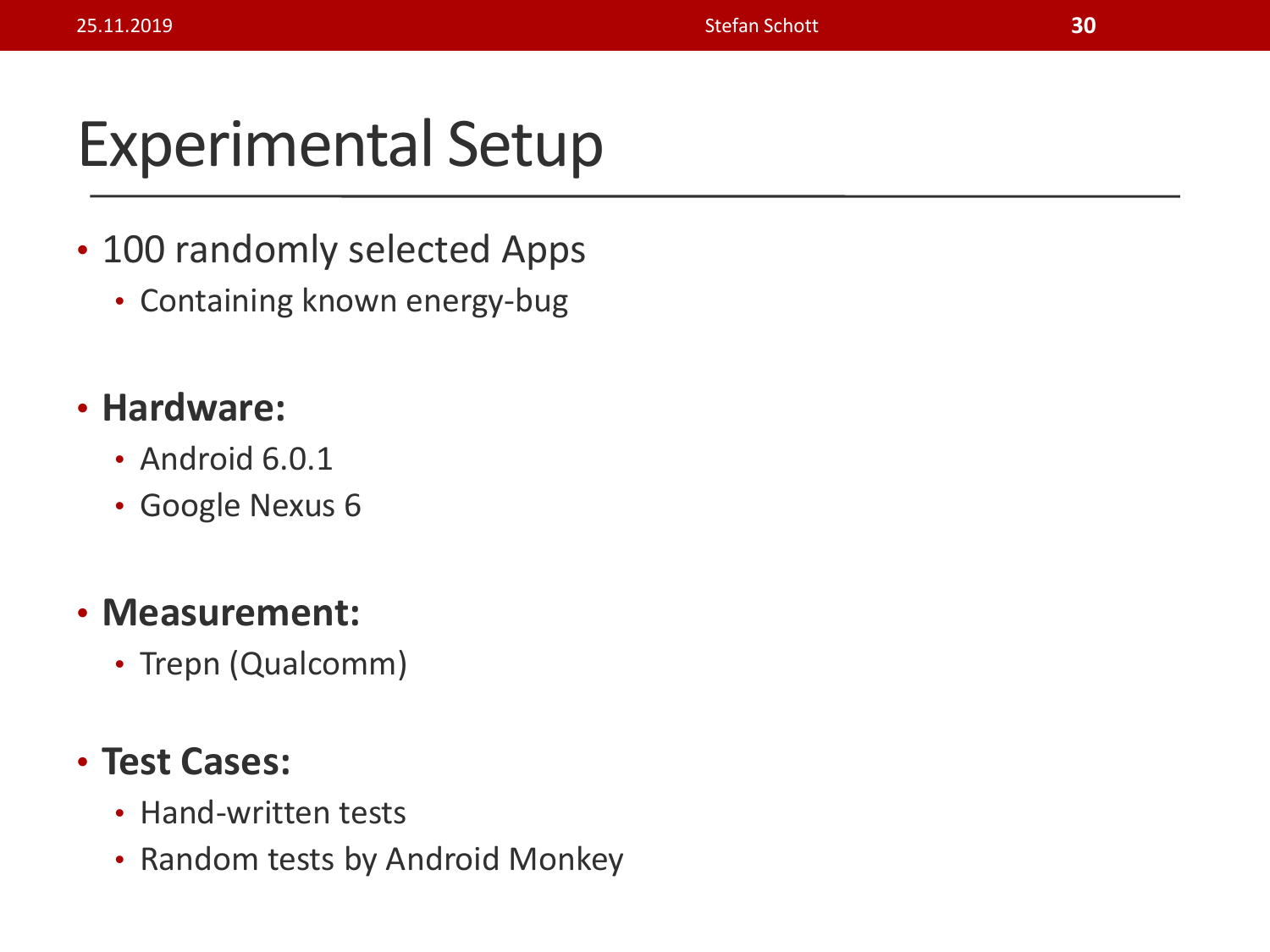# Experimental Setup

- 100 randomly selected Apps
  - Containing known energy-bug
- **Hardware:**
  - Android 6.0.1
  - Google Nexus 6
- **Measurement:**
  - Trepn (Qualcomm)
- **Test Cases:**
  - Hand-written tests
  - Random tests by Android Monkey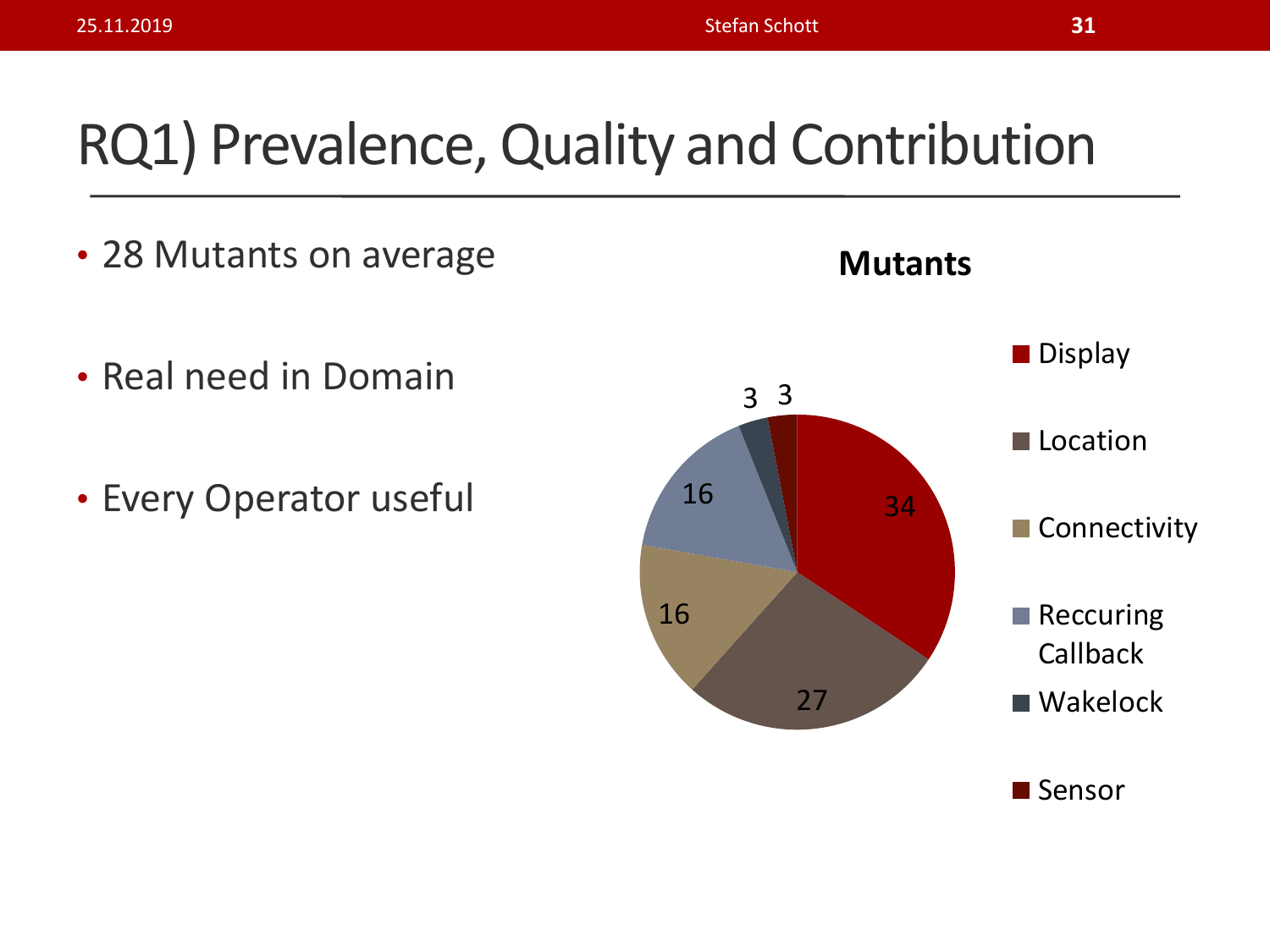# RQ1) Prevalence, Quality and Contribution

- 28 Mutants on average
- Real need in Domain
- Every Operator useful

**Mutants**

| Category | Mutants |
|---|---|
| Display | 34 |
| Location | 27 |
| Connectivity | 16 |
| Reccuring Callback | 16 |
| Wakelock | 3 |
| Sensor | 3 |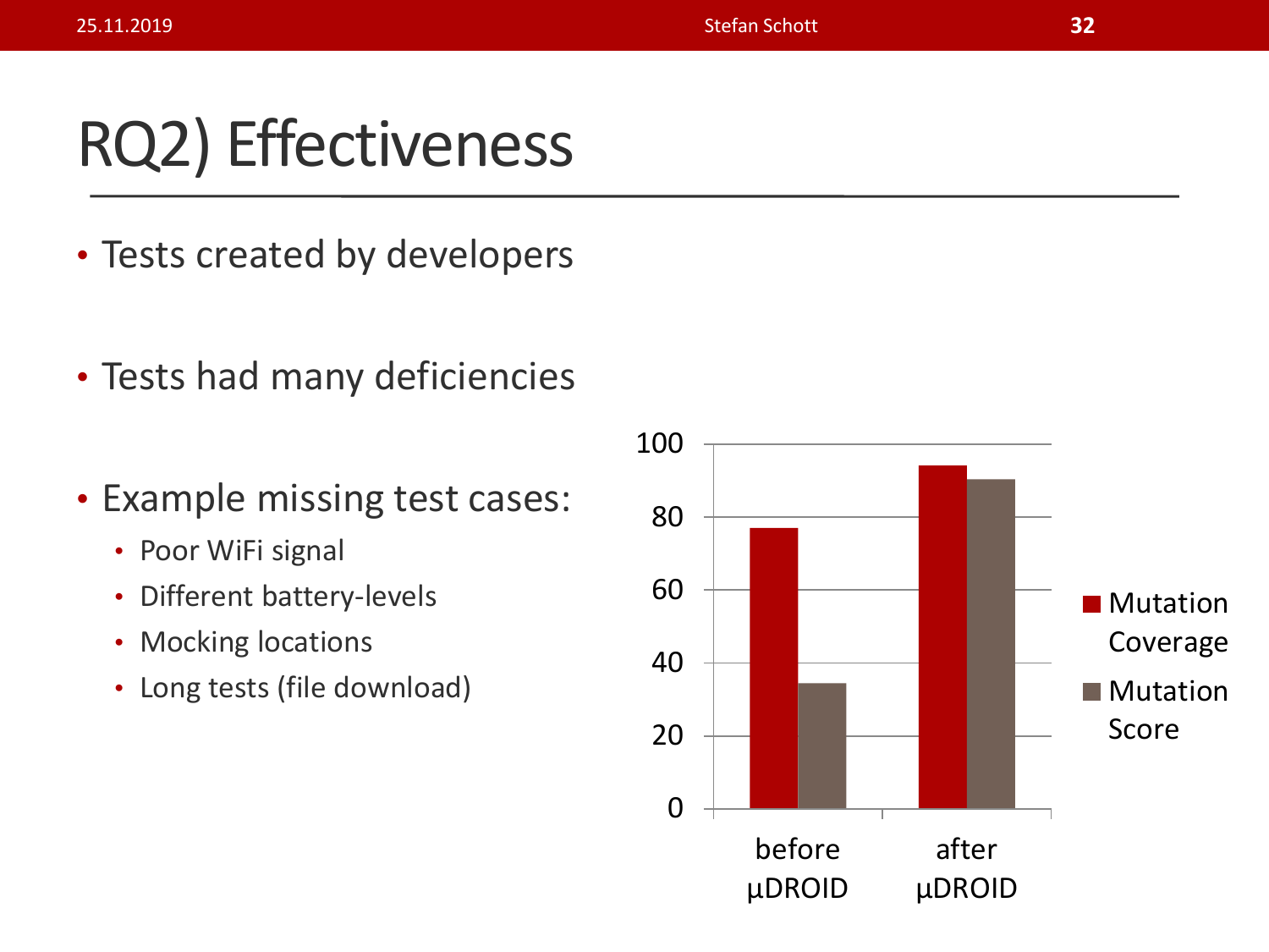# RQ2) Effectiveness

- Tests created by developers
- Tests had many deficiencies
- Example missing test cases:
  - Poor WiFi signal
  - Different battery-levels
  - Mocking locations
  - Long tests (file download)

| | Mutation Coverage | Mutation Score |
|---|---|---|
| before µDROID | ~77 | ~34 |
| after µDROID | ~94 | ~90 |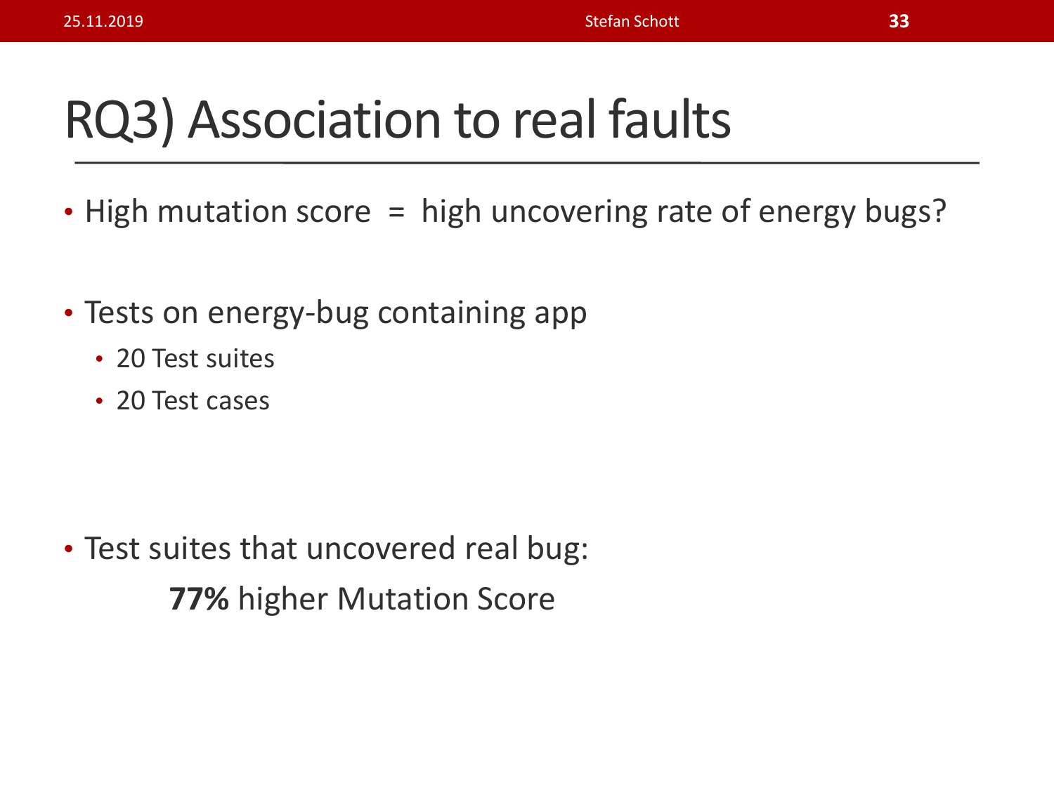# RQ3) Association to real faults

- High mutation score = high uncovering rate of energy bugs?
- Tests on energy-bug containing app
  - 20 Test suites
  - 20 Test cases
- Test suites that uncovered real bug:

  **77%** higher Mutation Score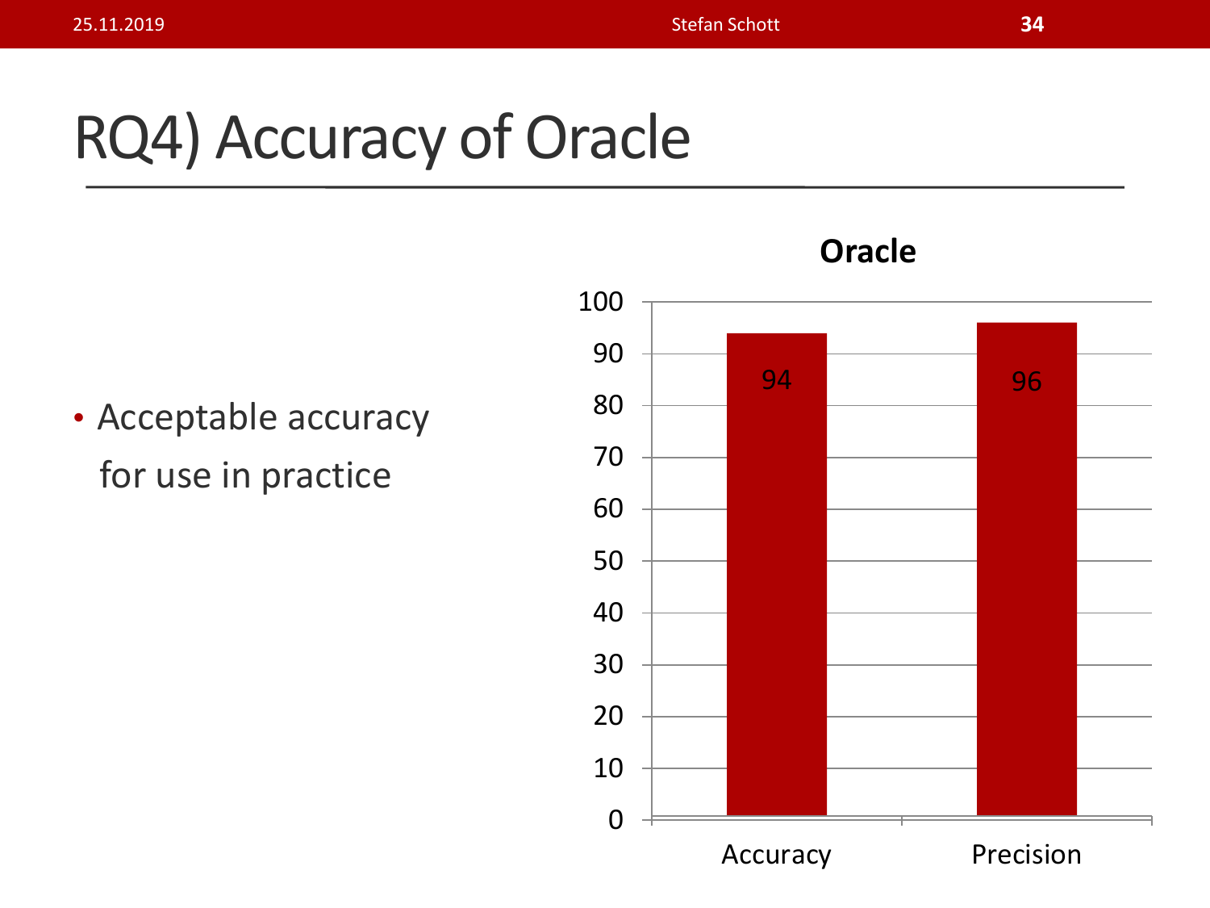# RQ4) Accuracy of Oracle

- Acceptable accuracy for use in practice

**Oracle**

| | Value |
|---|---|
| Accuracy | 94 |
| Precision | 96 |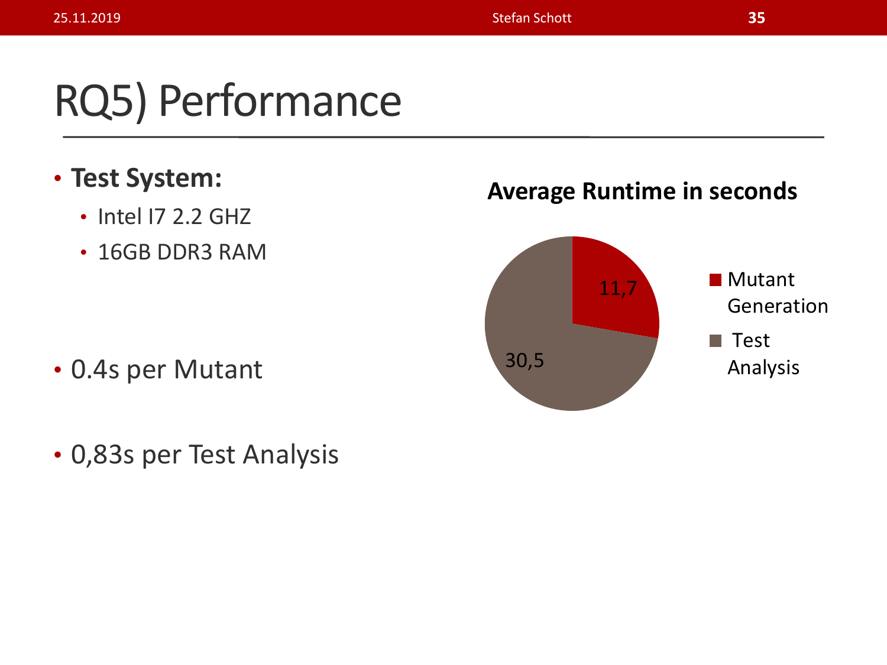# RQ5) Performance

- **Test System:**
  - Intel I7 2.2 GHZ
  - 16GB DDR3 RAM

- 0.4s per Mutant

- 0,83s per Test Analysis

**Average Runtime in seconds**

| | Average Runtime in seconds |
|---|---|
| Mutant Generation | 11,7 |
| Test Analysis | 30,5 |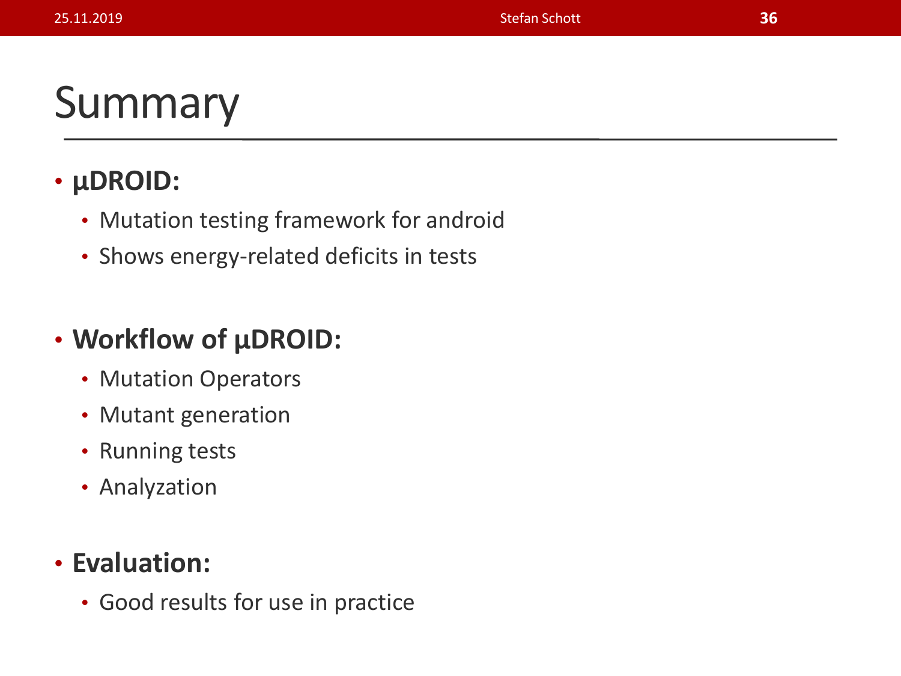# Summary

- **µDROID:**
  - Mutation testing framework for android
  - Shows energy-related deficits in tests

- **Workflow of µDROID:**
  - Mutation Operators
  - Mutant generation
  - Running tests
  - Analyzation

- **Evaluation:**
  - Good results for use in practice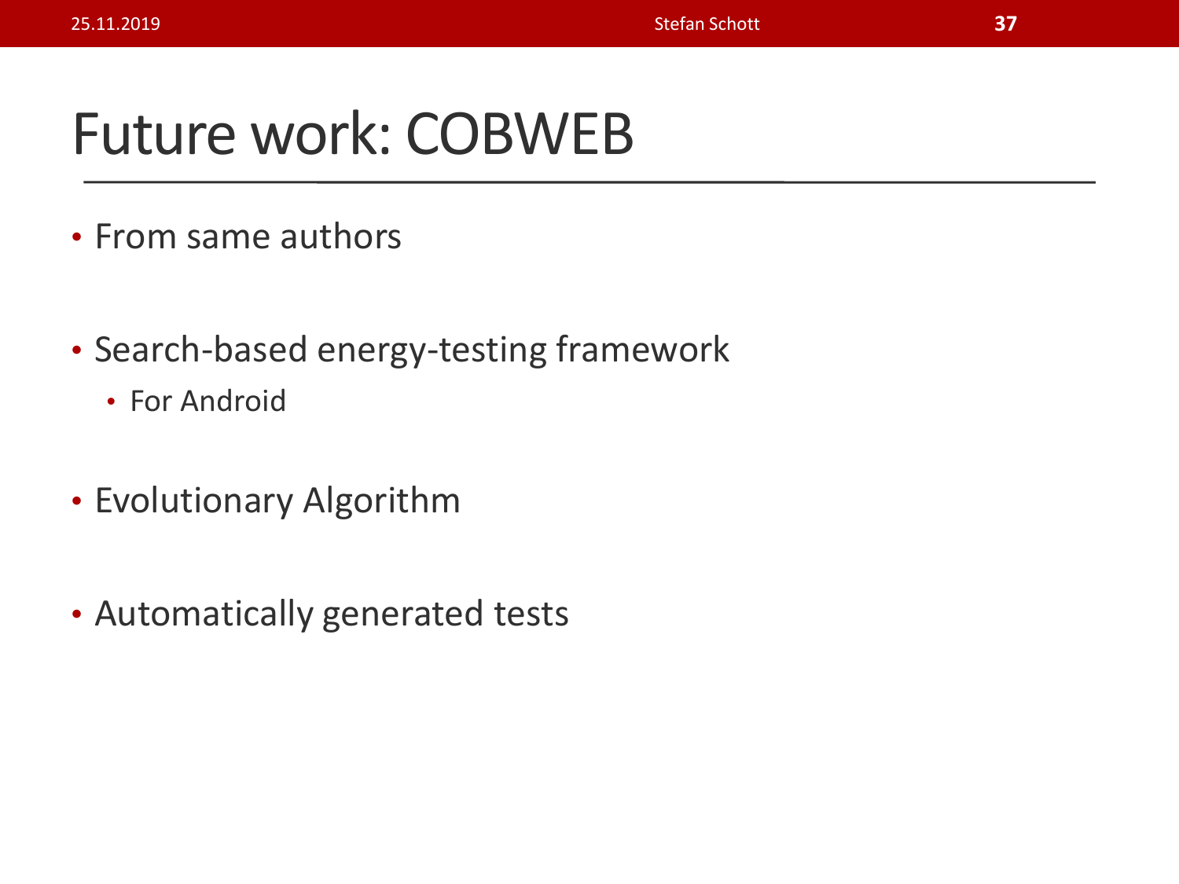# Future work: COBWEB

- From same authors
- Search-based energy-testing framework
  - For Android
- Evolutionary Algorithm
- Automatically generated tests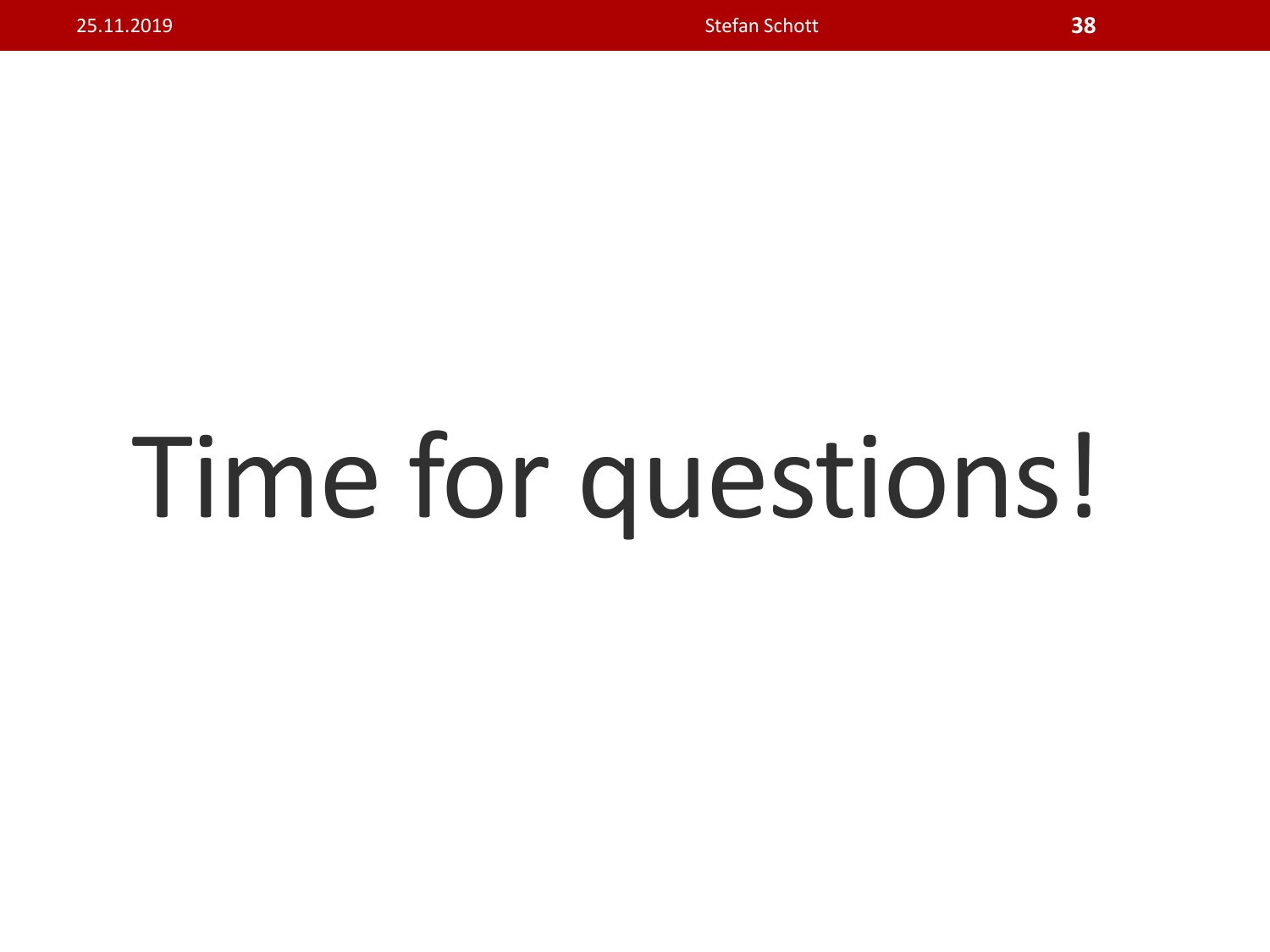# Time for questions!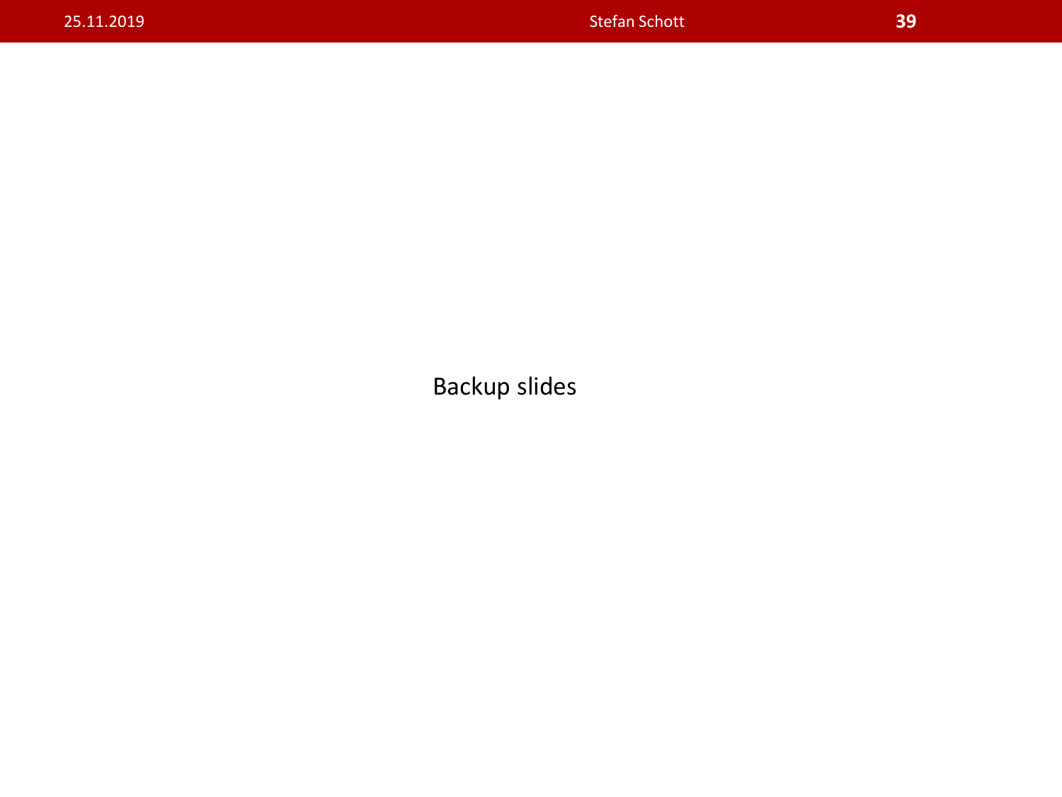Backup slides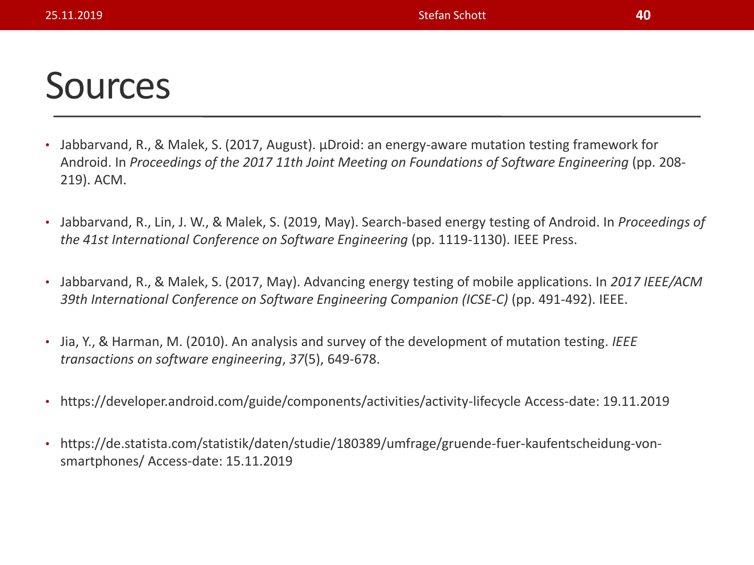# Sources

- Jabbarvand, R., & Malek, S. (2017, August). µDroid: an energy-aware mutation testing framework for Android. In *Proceedings of the 2017 11th Joint Meeting on Foundations of Software Engineering* (pp. 208-219). ACM.
- Jabbarvand, R., Lin, J. W., & Malek, S. (2019, May). Search-based energy testing of Android. In *Proceedings of the 41st International Conference on Software Engineering* (pp. 1119-1130). IEEE Press.
- Jabbarvand, R., & Malek, S. (2017, May). Advancing energy testing of mobile applications. In *2017 IEEE/ACM 39th International Conference on Software Engineering Companion (ICSE-C)* (pp. 491-492). IEEE.
- Jia, Y., & Harman, M. (2010). An analysis and survey of the development of mutation testing. *IEEE transactions on software engineering*, *37*(5), 649-678.
- https://developer.android.com/guide/components/activities/activity-lifecycle Access-date: 19.11.2019
- https://de.statista.com/statistik/daten/studie/180389/umfrage/gruende-fuer-kaufentscheidung-von-smartphones/ Access-date: 15.11.2019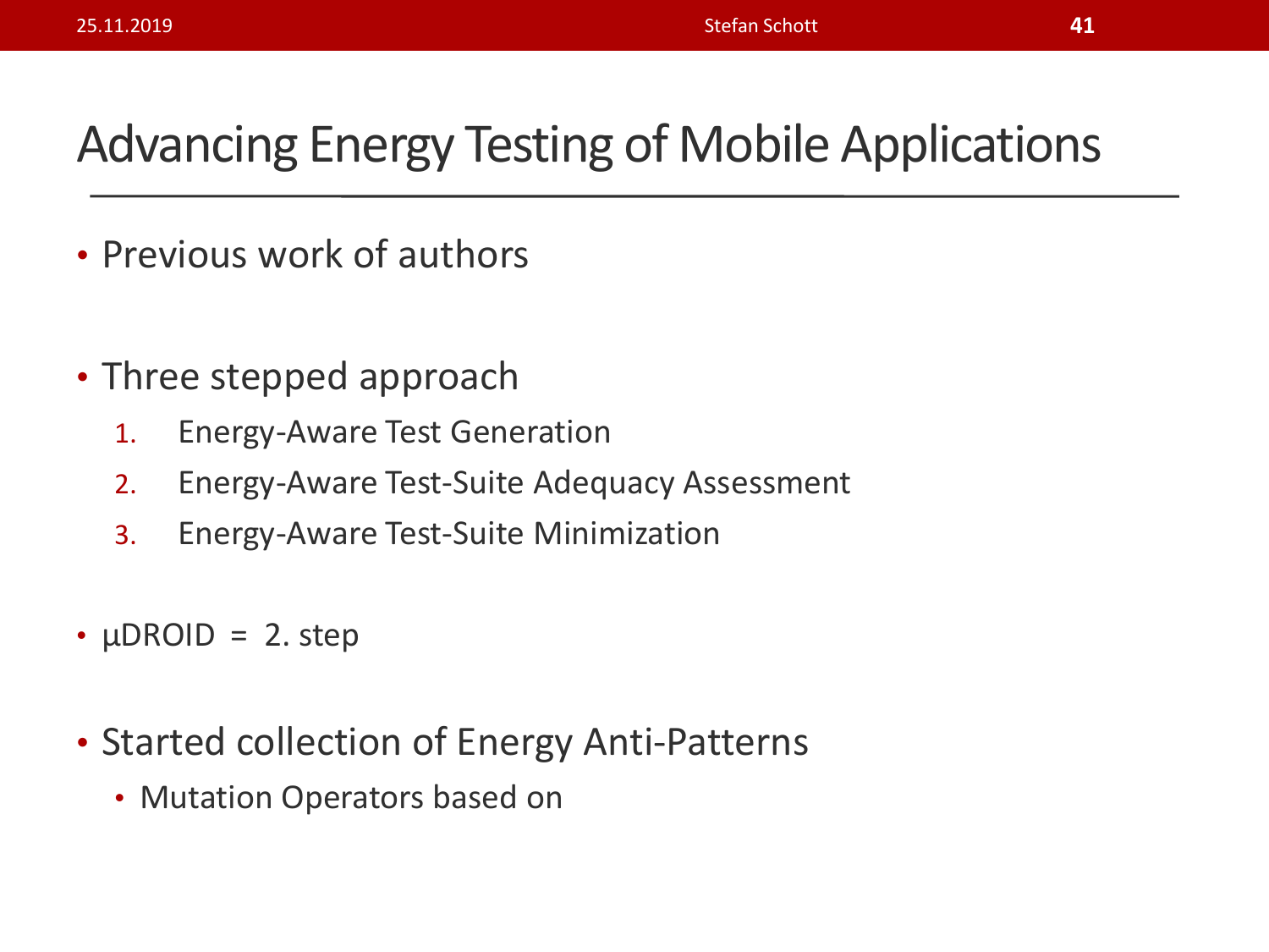# Advancing Energy Testing of Mobile Applications

- Previous work of authors

- Three stepped approach
  1. Energy-Aware Test Generation
  2. Energy-Aware Test-Suite Adequacy Assessment
  3. Energy-Aware Test-Suite Minimization

- µDROID = 2. step

- Started collection of Energy Anti-Patterns
  - Mutation Operators based on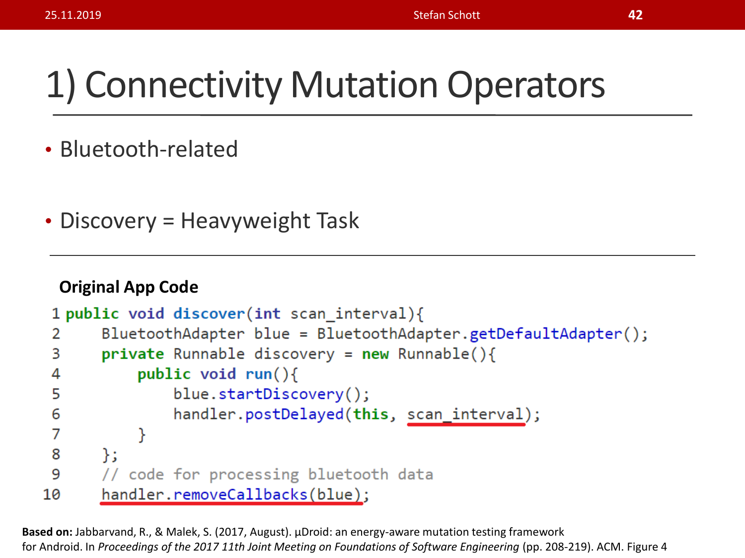# 1) Connectivity Mutation Operators

- Bluetooth-related
- Discovery = Heavyweight Task

**Original App Code**

```
1 public void discover(int scan_interval){
2     BluetoothAdapter blue = BluetoothAdapter.getDefaultAdapter();
3     private Runnable discovery = new Runnable(){
4         public void run(){
5             blue.startDiscovery();
6             handler.postDelayed(this, scan_interval);
7         }
8     };
9     // code for processing bluetooth data
10    handler.removeCallbacks(blue);
```

**Based on:** Jabbarvand, R., & Malek, S. (2017, August). µDroid: an energy-aware mutation testing framework for Android. In *Proceedings of the 2017 11th Joint Meeting on Foundations of Software Engineering* (pp. 208-219). ACM. Figure 4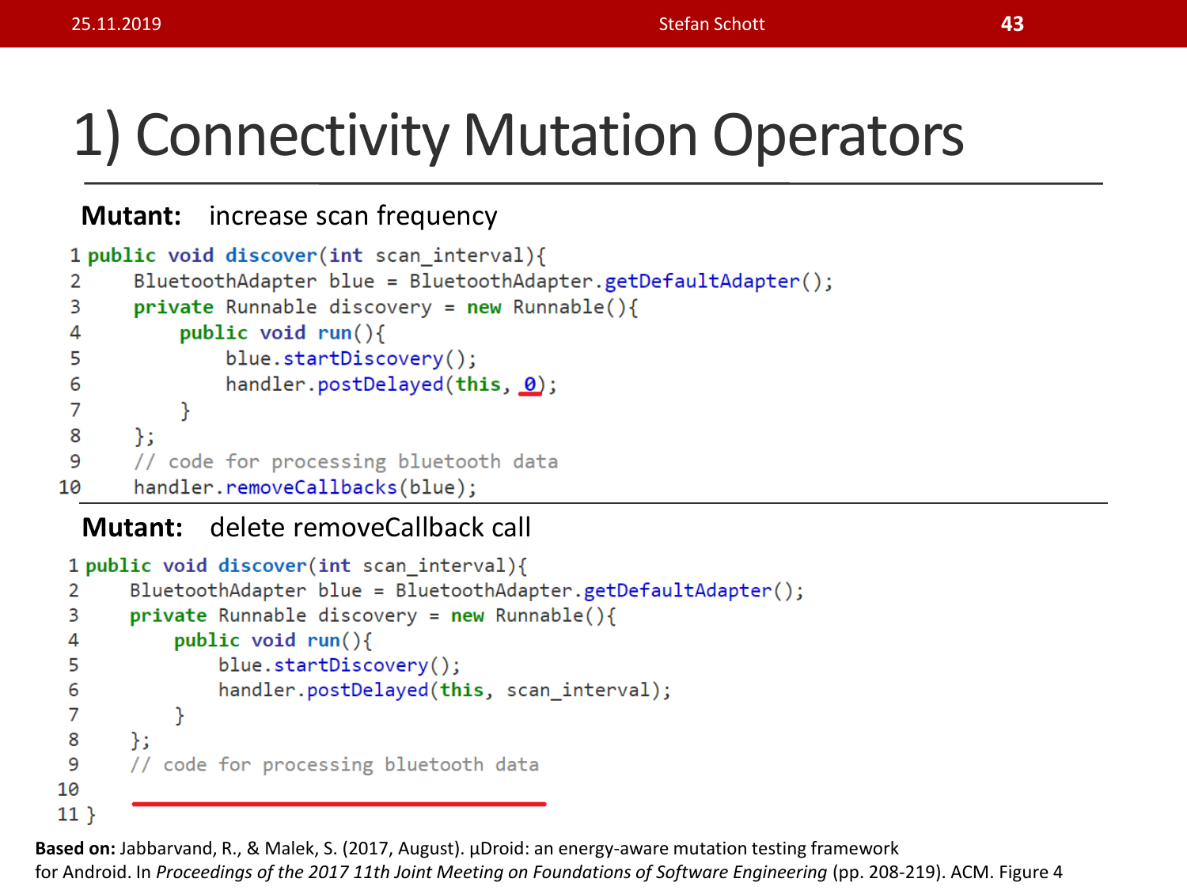# 1) Connectivity Mutation Operators

**Mutant:** increase scan frequency

```
1 public void discover(int scan_interval){
2     BluetoothAdapter blue = BluetoothAdapter.getDefaultAdapter();
3     private Runnable discovery = new Runnable(){
4         public void run(){
5             blue.startDiscovery();
6             handler.postDelayed(this, 0);
7         }
8     };
9     // code for processing bluetooth data
10    handler.removeCallbacks(blue);
```

**Mutant:** delete removeCallback call

```
1 public void discover(int scan_interval){
2     BluetoothAdapter blue = BluetoothAdapter.getDefaultAdapter();
3     private Runnable discovery = new Runnable(){
4         public void run(){
5             blue.startDiscovery();
6             handler.postDelayed(this, scan_interval);
7         }
8     };
9     // code for processing bluetooth data
10
11 }
```

**Based on:** Jabbarvand, R., & Malek, S. (2017, August). µDroid: an energy-aware mutation testing framework for Android. In *Proceedings of the 2017 11th Joint Meeting on Foundations of Software Engineering* (pp. 208-219). ACM. Figure 4